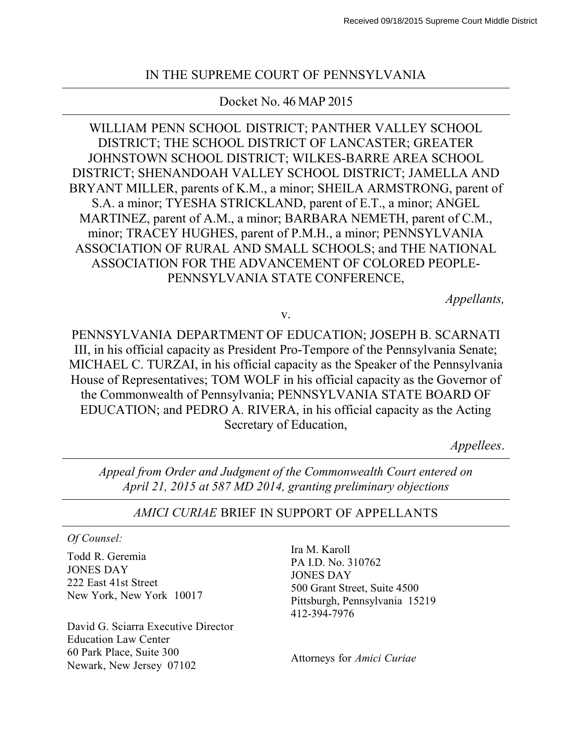Received 09/18/2015 Supreme Court Middle District

IN THE SUPREME COURT OF PENNSYLVANIA

Docket No. 46 MAP 2015

WILLIAM PENN SCHOOL DISTRICT; PANTHER VALLEY SCHOOL DISTRICT; THE SCHOOL DISTRICT OF LANCASTER; GREATER JOHNSTOWN SCHOOL DISTRICT; WILKES-BARRE AREA SCHOOL DISTRICT; SHENANDOAH VALLEY SCHOOL DISTRICT; JAMELLA AND BRYANT MILLER, parents of K.M., a minor; SHEILA ARMSTRONG, parent of S.A. a minor; TYESHA STRICKLAND, parent of E.T., a minor; ANGEL MARTINEZ, parent of A.M., a minor; BARBARA NEMETH, parent of C.M., minor; TRACEY HUGHES, parent of P.M.H., a minor; PENNSYLVANIA ASSOCIATION OF RURAL AND SMALL SCHOOLS; and THE NATIONAL ASSOCIATION FOR THE ADVANCEMENT OF COLORED PEOPLE-PENNSYLVANIA STATE CONFERENCE,

*Appellants,*

v.

PENNSYLVANIA DEPARTMENT OF EDUCATION; JOSEPH B. SCARNATI III, in his official capacity as President Pro-Tempore of the Pennsylvania Senate; MICHAEL C. TURZAI, in his official capacity as the Speaker of the Pennsylvania House of Representatives; TOM WOLF in his official capacity as the Governor of the Commonwealth of Pennsylvania; PENNSYLVANIA STATE BOARD OF EDUCATION; and PEDRO A. RIVERA, in his official capacity as the Acting Secretary of Education,

*Appellees.*

*Appeal from Order and Judgment of the Commonwealth Court entered on April 21, 2015 at 587 MD 2014, granting preliminary objections*

*AMICI CURIAE* BRIEF IN SUPPORT OF APPELLANTS

*Of Counsel:*

Todd R. Geremia
JONES DAY
222 East 41st Street
New York, New York 10017

David G. Sciarra Executive Director
Education Law Center
60 Park Place, Suite 300
Newark, New Jersey 07102

Ira M. Karoll
PA I.D. No. 310762
JONES DAY
500 Grant Street, Suite 4500
Pittsburgh, Pennsylvania 15219
412-394-7976

Attorneys for *Amici Curiae*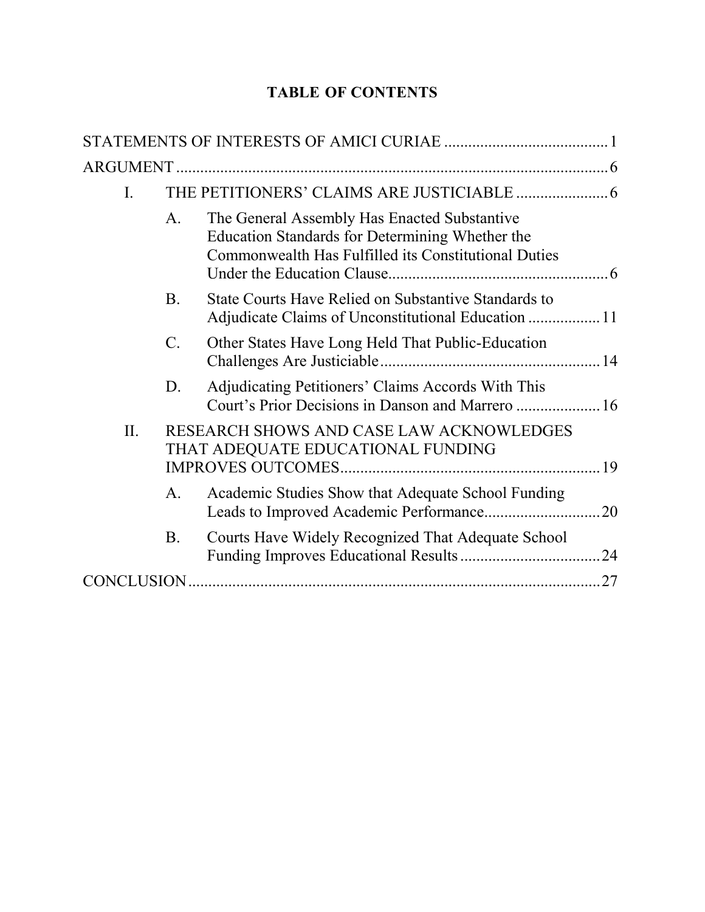# TABLE OF CONTENTS

STATEMENTS OF INTERESTS OF AMICI CURIAE ........................................ 1

ARGUMENT ........................................................................................................ 6

- I. THE PETITIONERS' CLAIMS ARE JUSTICIABLE ...................... 6
  - A. The General Assembly Has Enacted Substantive Education Standards for Determining Whether the Commonwealth Has Fulfilled its Constitutional Duties Under the Education Clause...................................................... 6
  - B. State Courts Have Relied on Substantive Standards to Adjudicate Claims of Unconstitutional Education ................. 11
  - C. Other States Have Long Held That Public-Education Challenges Are Justiciable...................................................... 14
  - D. Adjudicating Petitioners' Claims Accords With This Court's Prior Decisions in Danson and Marrero .................... 16
- II. RESEARCH SHOWS AND CASE LAW ACKNOWLEDGES THAT ADEQUATE EDUCATIONAL FUNDING IMPROVES OUTCOMES................................................................ 19
  - A. Academic Studies Show that Adequate School Funding Leads to Improved Academic Performance............................ 20
  - B. Courts Have Widely Recognized That Adequate School Funding Improves Educational Results .................................. 24

CONCLUSION ...................................................................................................... 27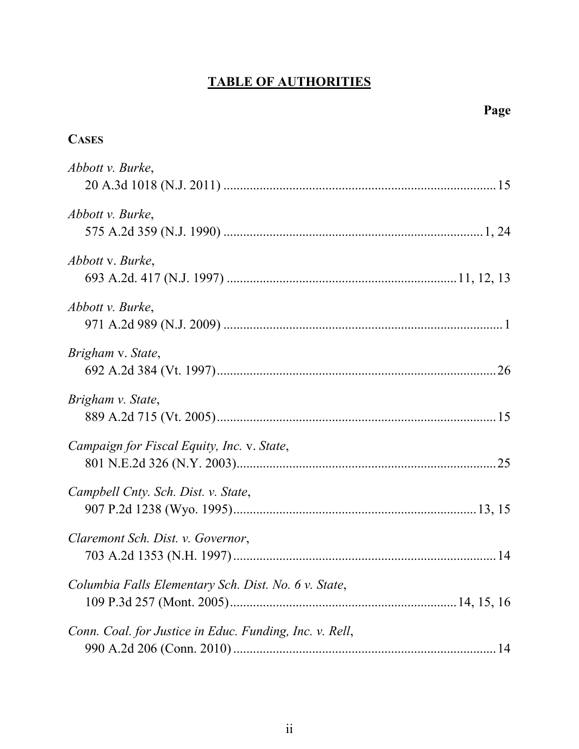# TABLE OF AUTHORITIES

**Page**

**CASES**

*Abbott v. Burke*,
20 A.3d 1018 (N.J. 2011) .................................................................................. 15

*Abbott v. Burke*,
575 A.2d 359 (N.J. 1990) ............................................................................... 1, 24

*Abbott* v. *Burke*,
693 A.2d. 417 (N.J. 1997) .................................................................... 11, 12, 13

*Abbott v. Burke*,
971 A.2d 989 (N.J. 2009) .................................................................................... 1

*Brigham* v. *State*,
692 A.2d 384 (Vt. 1997).................................................................................... 26

*Brigham v. State*,
889 A.2d 715 (Vt. 2005).................................................................................... 15

*Campaign for Fiscal Equity, Inc.* v. *State*,
801 N.E.2d 326 (N.Y. 2003).............................................................................. 25

*Campbell Cnty. Sch. Dist. v. State*,
907 P.2d 1238 (Wyo. 1995)........................................................................ 13, 15

*Claremont Sch. Dist. v. Governor*,
703 A.2d 1353 (N.H. 1997)............................................................................... 14

*Columbia Falls Elementary Sch. Dist. No. 6 v. State*,
109 P.3d 257 (Mont. 2005)................................................................... 14, 15, 16

*Conn. Coal. for Justice in Educ. Funding, Inc. v. Rell*,
990 A.2d 206 (Conn. 2010)............................................................................... 14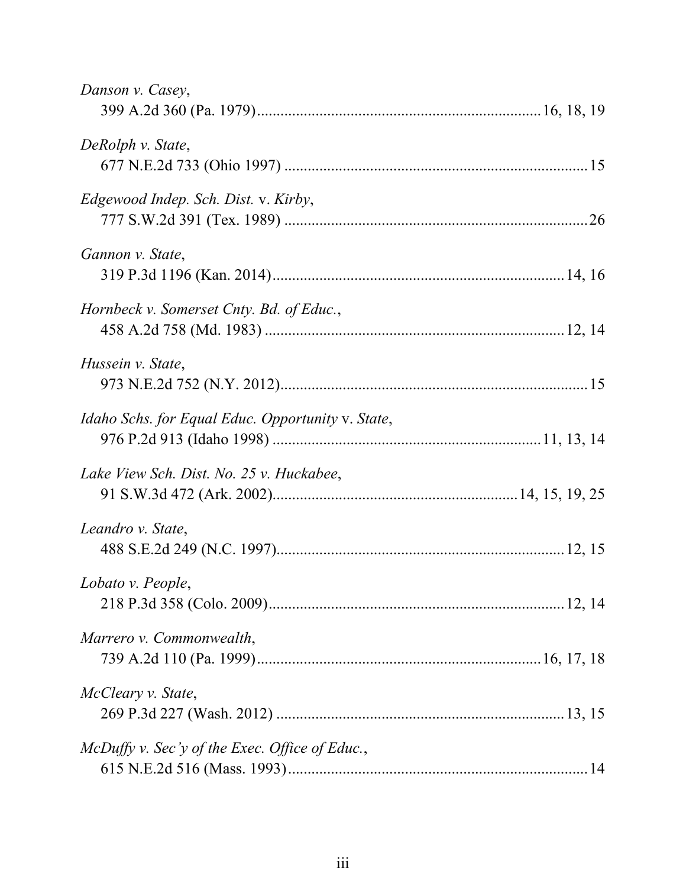*Danson v. Casey*,
399 A.2d 360 (Pa. 1979)........................................................................16, 18, 19

*DeRolph v. State*,
677 N.E.2d 733 (Ohio 1997) .............................................................................15

*Edgewood Indep. Sch. Dist.* v. *Kirby*,
777 S.W.2d 391 (Tex. 1989) .............................................................................26

*Gannon v. State*,
319 P.3d 1196 (Kan. 2014)...........................................................................14, 16

*Hornbeck v. Somerset Cnty. Bd. of Educ.*,
458 A.2d 758 (Md. 1983) ..............................................................................12, 14

*Hussein v. State*,
973 N.E.2d 752 (N.Y. 2012)..............................................................................15

*Idaho Schs. for Equal Educ. Opportunity* v. *State*,
976 P.2d 913 (Idaho 1998) ...................................................................11, 13, 14

*Lake View Sch. Dist. No. 25 v. Huckabee*,
91 S.W.3d 472 (Ark. 2002)..............................................................14, 15, 19, 25

*Leandro v. State*,
488 S.E.2d 249 (N.C. 1997)..........................................................................12, 15

*Lobato v. People*,
218 P.3d 358 (Colo. 2009)...........................................................................12, 14

*Marrero v. Commonwealth*,
739 A.2d 110 (Pa. 1999)........................................................................16, 17, 18

*McCleary v. State*,
269 P.3d 227 (Wash. 2012) .........................................................................13, 15

*McDuffy v. Sec'y of the Exec. Office of Educ.*,
615 N.E.2d 516 (Mass. 1993)...........................................................................14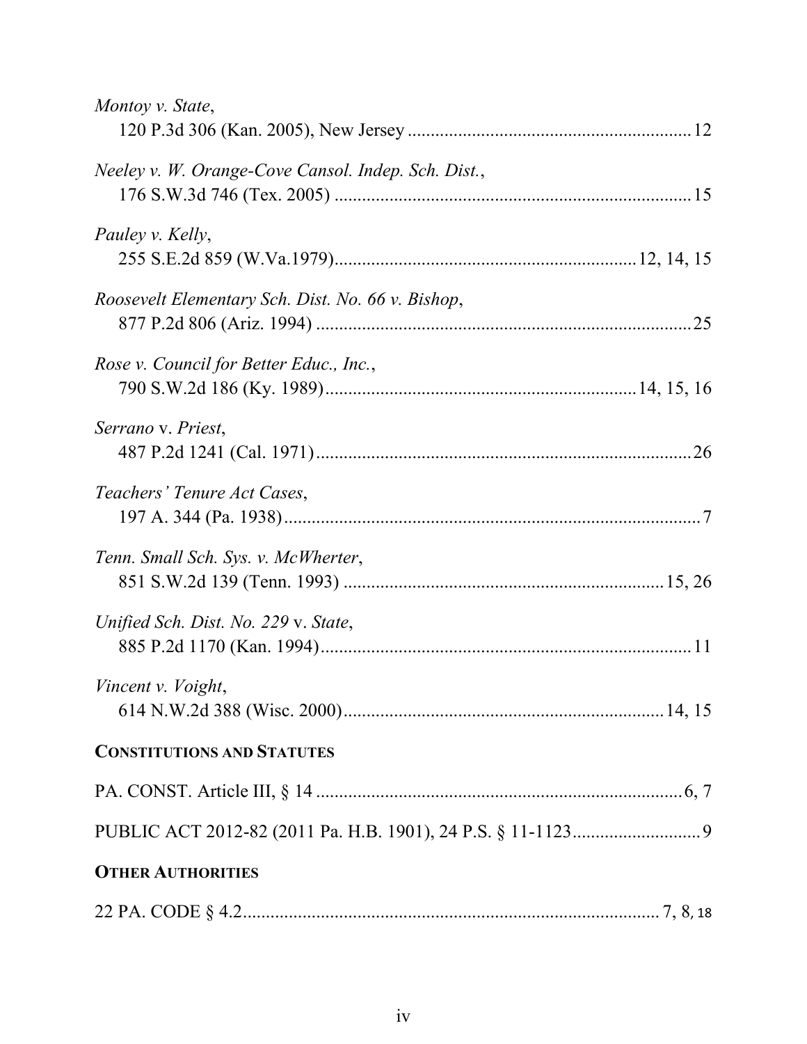*Montoy v. State*,
120 P.3d 306 (Kan. 2005), New Jersey ............................................................. 12

*Neeley v. W. Orange-Cove Cansol. Indep. Sch. Dist.*,
176 S.W.3d 746 (Tex. 2005) ............................................................................. 15

*Pauley v. Kelly*,
255 S.E.2d 859 (W.Va.1979)................................................................. 12, 14, 15

*Roosevelt Elementary Sch. Dist. No. 66 v. Bishop*,
877 P.2d 806 (Ariz. 1994) ................................................................................. 25

*Rose v. Council for Better Educ., Inc.*,
790 S.W.2d 186 (Ky. 1989)................................................................... 14, 15, 16

*Serrano* v. *Priest*,
487 P.2d 1241 (Cal. 1971)................................................................................. 26

*Teachers' Tenure Act Cases*,
197 A. 344 (Pa. 1938).......................................................................................... 7

*Tenn. Small Sch. Sys. v. McWherter*,
851 S.W.2d 139 (Tenn. 1993) ...................................................................... 15, 26

*Unified Sch. Dist. No. 229* v. *State*,
885 P.2d 1170 (Kan. 1994)................................................................................. 11

*Vincent v. Voight*,
614 N.W.2d 388 (Wisc. 2000)...................................................................... 14, 15

**CONSTITUTIONS AND STATUTES**

PA. CONST. Article III, § 14 ............................................................................... 6, 7

PUBLIC ACT 2012-82 (2011 Pa. H.B. 1901), 24 P.S. § 11-1123............................ 9

**OTHER AUTHORITIES**

22 PA. CODE § 4.2........................................................................................... 7, 8, 18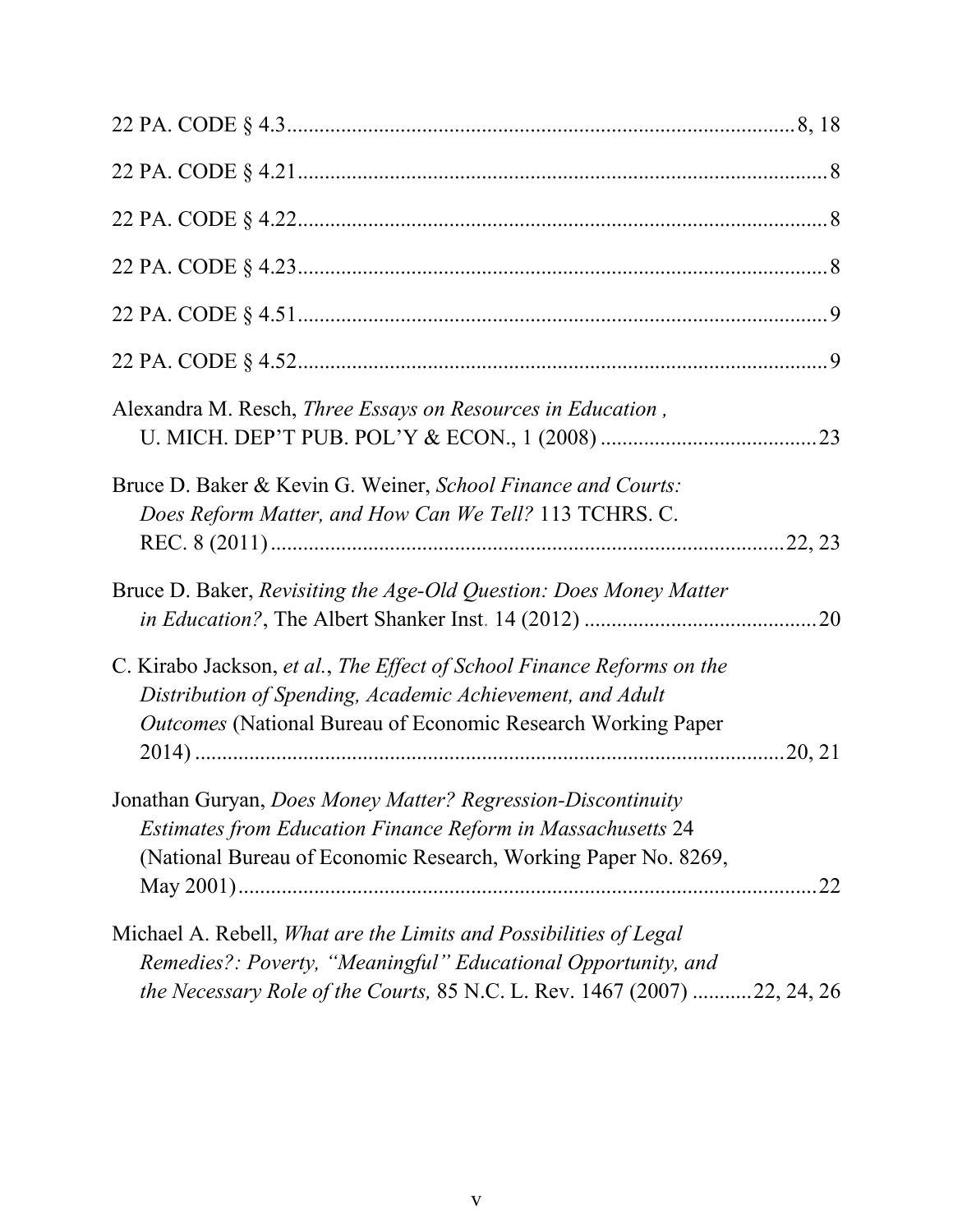22 PA. CODE § 4.3 .......................................................................................... 8, 18

22 PA. CODE § 4.21 ............................................................................................. 8

22 PA. CODE § 4.22 ............................................................................................. 8

22 PA. CODE § 4.23 ............................................................................................. 8

22 PA. CODE § 4.51 ............................................................................................. 9

22 PA. CODE § 4.52 ............................................................................................. 9

Alexandra M. Resch, *Three Essays on Resources in Education* , U. MICH. DEP'T PUB. POL'Y & ECON., 1 (2008) ....................................... 23

Bruce D. Baker & Kevin G. Weiner, *School Finance and Courts: Does Reform Matter, and How Can We Tell?* 113 TCHRS. C. REC. 8 (2011) ........................................................................................ 22, 23

Bruce D. Baker, *Revisiting the Age-Old Question: Does Money Matter in Education?*, The Albert Shanker Inst. 14 (2012) .......................................... 20

C. Kirabo Jackson, *et al.*, *The Effect of School Finance Reforms on the Distribution of Spending, Academic Achievement, and Adult Outcomes* (National Bureau of Economic Research Working Paper 2014) ............................................................................................. 20, 21

Jonathan Guryan, *Does Money Matter? Regression-Discontinuity Estimates from Education Finance Reform in Massachusetts* 24 (National Bureau of Economic Research, Working Paper No. 8269, May 2001) ....................................................................................... 22

Michael A. Rebell, *What are the Limits and Possibilities of Legal Remedies?: Poverty, "Meaningful" Educational Opportunity, and the Necessary Role of the Courts,* 85 N.C. L. Rev. 1467 (2007) .......... 22, 24, 26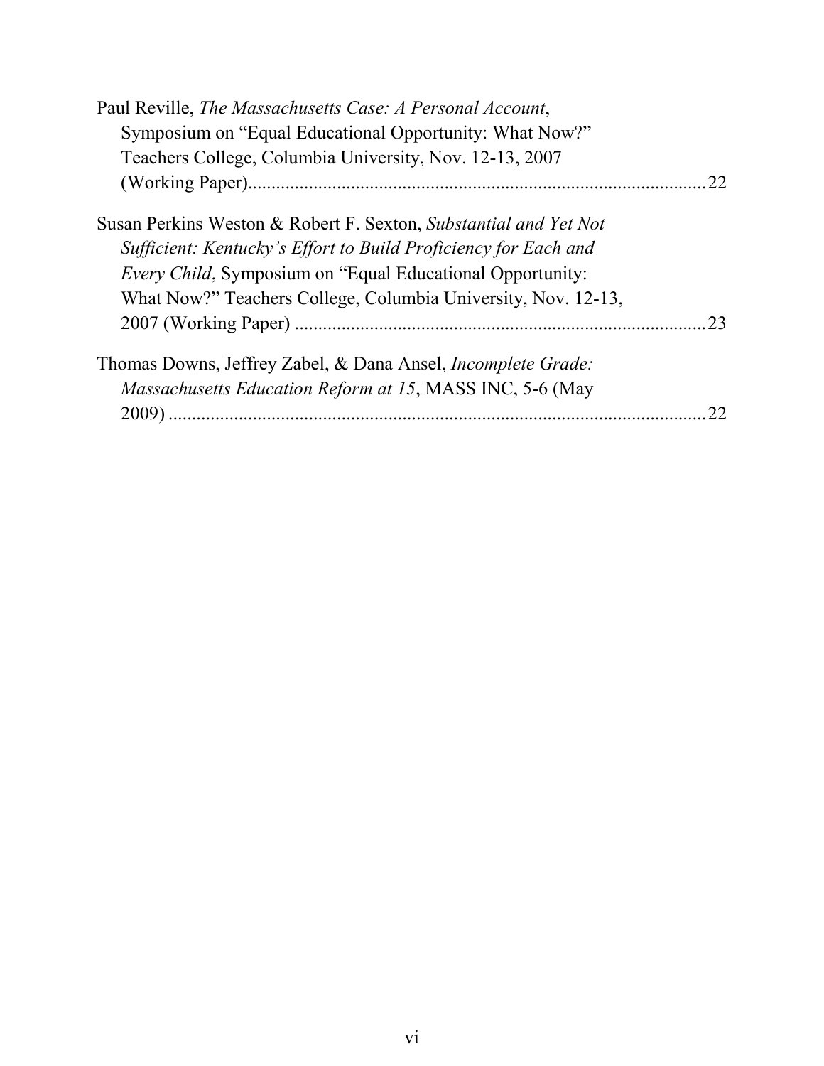Paul Reville, *The Massachusetts Case: A Personal Account*, Symposium on "Equal Educational Opportunity: What Now?" Teachers College, Columbia University, Nov. 12-13, 2007 (Working Paper)....................................................................................................22

Susan Perkins Weston & Robert F. Sexton, *Substantial and Yet Not Sufficient: Kentucky's Effort to Build Proficiency for Each and Every Child*, Symposium on "Equal Educational Opportunity: What Now?" Teachers College, Columbia University, Nov. 12-13, 2007 (Working Paper) .........................................................................................23

Thomas Downs, Jeffrey Zabel, & Dana Ansel, *Incomplete Grade: Massachusetts Education Reform at 15*, MASS INC, 5-6 (May 2009) .....................................................................................................................22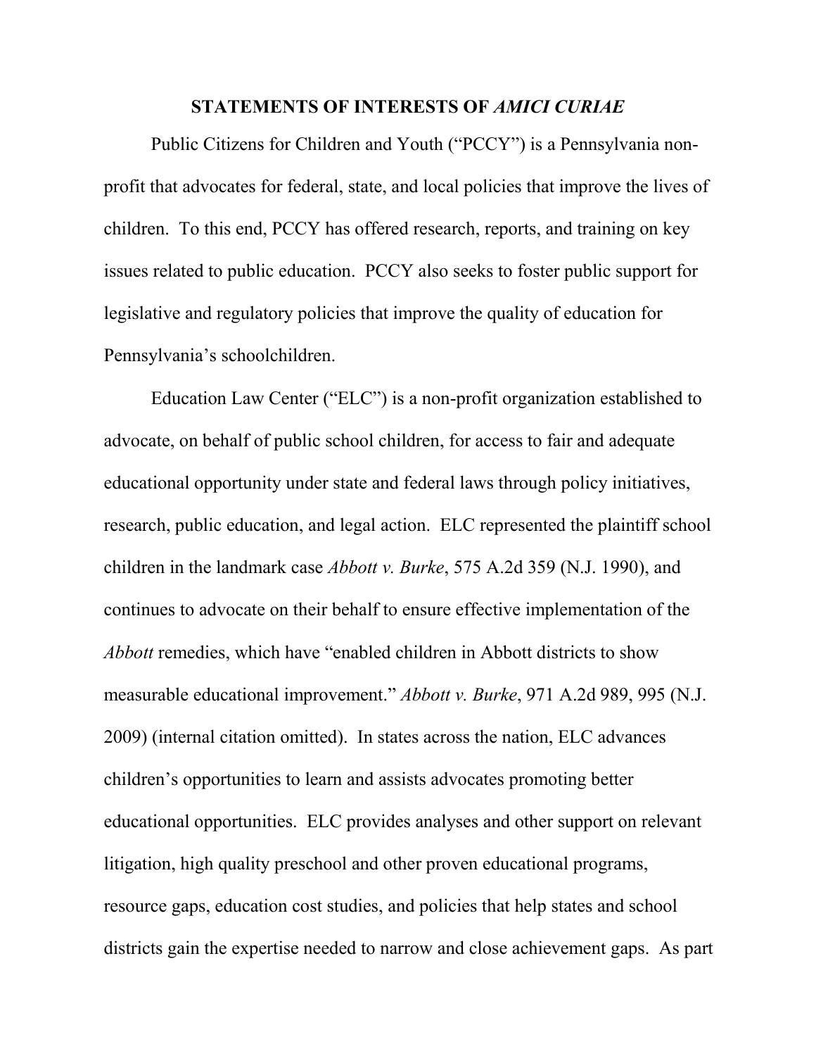## STATEMENTS OF INTERESTS OF *AMICI CURIAE*

Public Citizens for Children and Youth ("PCCY") is a Pennsylvania non-profit that advocates for federal, state, and local policies that improve the lives of children. To this end, PCCY has offered research, reports, and training on key issues related to public education. PCCY also seeks to foster public support for legislative and regulatory policies that improve the quality of education for Pennsylvania's schoolchildren.

Education Law Center ("ELC") is a non-profit organization established to advocate, on behalf of public school children, for access to fair and adequate educational opportunity under state and federal laws through policy initiatives, research, public education, and legal action. ELC represented the plaintiff school children in the landmark case *Abbott v. Burke*, 575 A.2d 359 (N.J. 1990), and continues to advocate on their behalf to ensure effective implementation of the *Abbott* remedies, which have "enabled children in Abbott districts to show measurable educational improvement." *Abbott v. Burke*, 971 A.2d 989, 995 (N.J. 2009) (internal citation omitted). In states across the nation, ELC advances children's opportunities to learn and assists advocates promoting better educational opportunities. ELC provides analyses and other support on relevant litigation, high quality preschool and other proven educational programs, resource gaps, education cost studies, and policies that help states and school districts gain the expertise needed to narrow and close achievement gaps. As part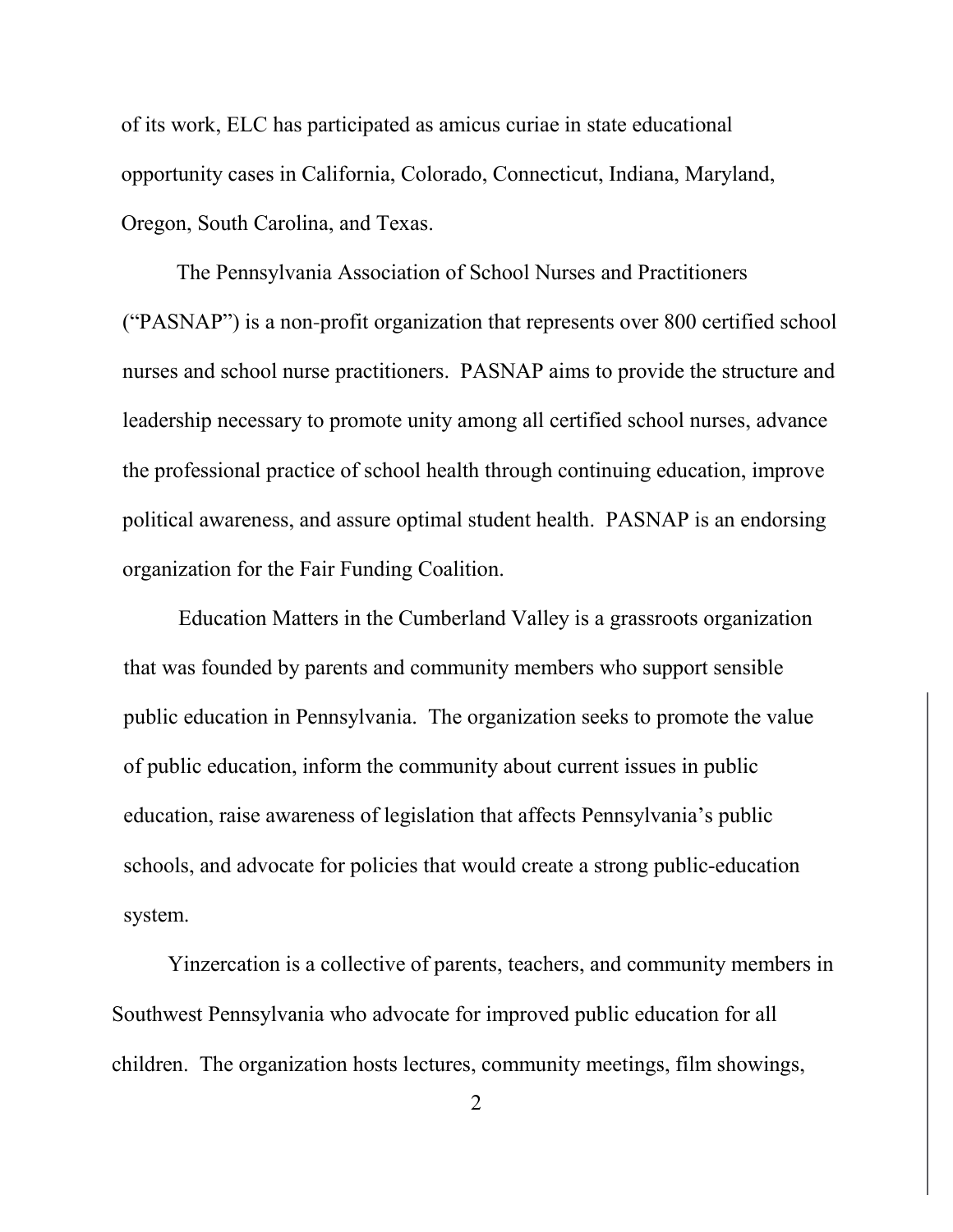of its work, ELC has participated as amicus curiae in state educational opportunity cases in California, Colorado, Connecticut, Indiana, Maryland, Oregon, South Carolina, and Texas.

The Pennsylvania Association of School Nurses and Practitioners ("PASNAP") is a non-profit organization that represents over 800 certified school nurses and school nurse practitioners. PASNAP aims to provide the structure and leadership necessary to promote unity among all certified school nurses, advance the professional practice of school health through continuing education, improve political awareness, and assure optimal student health. PASNAP is an endorsing organization for the Fair Funding Coalition.

Education Matters in the Cumberland Valley is a grassroots organization that was founded by parents and community members who support sensible public education in Pennsylvania. The organization seeks to promote the value of public education, inform the community about current issues in public education, raise awareness of legislation that affects Pennsylvania's public schools, and advocate for policies that would create a strong public-education system.

Yinzercation is a collective of parents, teachers, and community members in Southwest Pennsylvania who advocate for improved public education for all children. The organization hosts lectures, community meetings, film showings,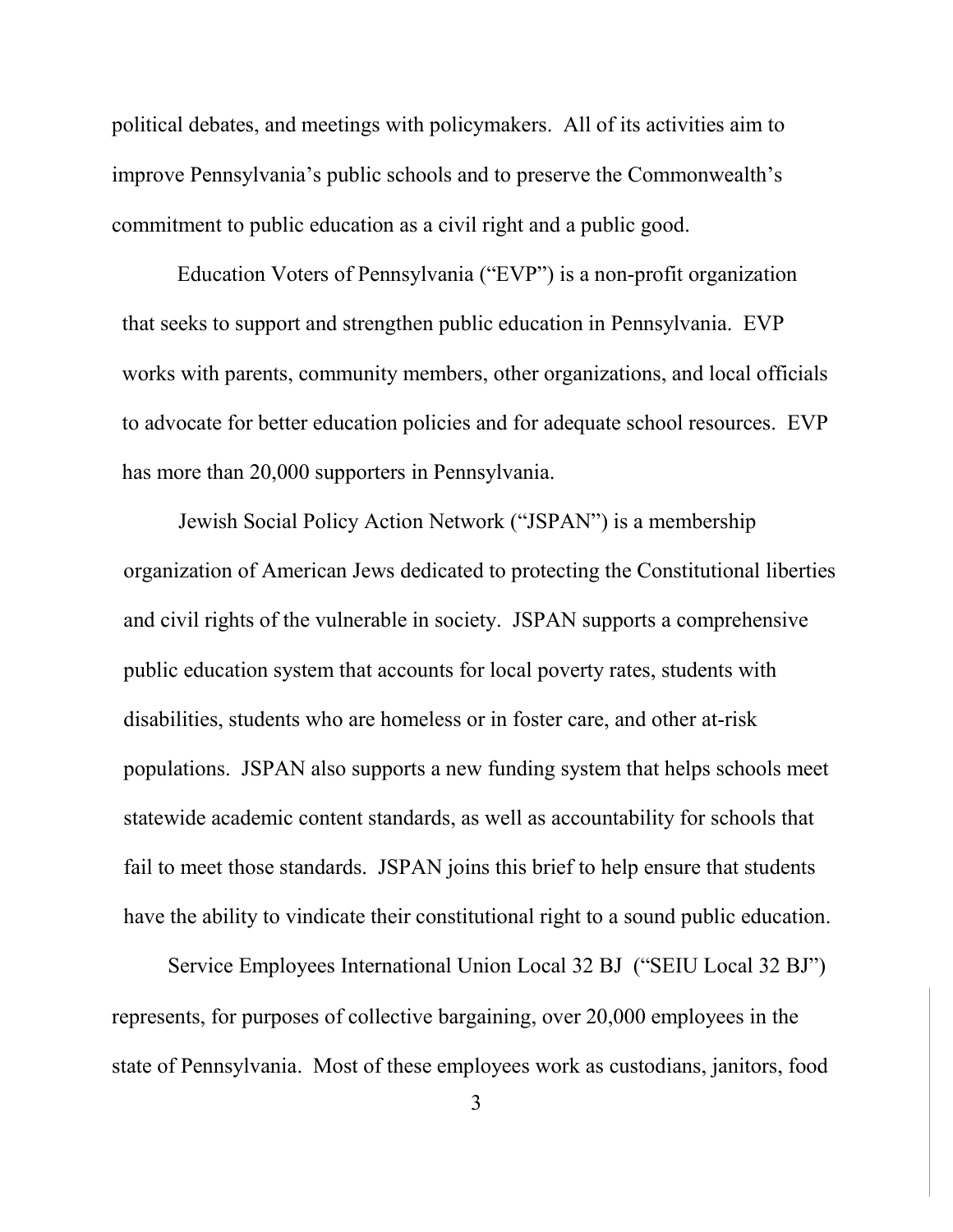political debates, and meetings with policymakers. All of its activities aim to improve Pennsylvania's public schools and to preserve the Commonwealth's commitment to public education as a civil right and a public good.

Education Voters of Pennsylvania ("EVP") is a non-profit organization that seeks to support and strengthen public education in Pennsylvania. EVP works with parents, community members, other organizations, and local officials to advocate for better education policies and for adequate school resources. EVP has more than 20,000 supporters in Pennsylvania.

Jewish Social Policy Action Network ("JSPAN") is a membership organization of American Jews dedicated to protecting the Constitutional liberties and civil rights of the vulnerable in society. JSPAN supports a comprehensive public education system that accounts for local poverty rates, students with disabilities, students who are homeless or in foster care, and other at-risk populations. JSPAN also supports a new funding system that helps schools meet statewide academic content standards, as well as accountability for schools that fail to meet those standards. JSPAN joins this brief to help ensure that students have the ability to vindicate their constitutional right to a sound public education.

Service Employees International Union Local 32 BJ ("SEIU Local 32 BJ") represents, for purposes of collective bargaining, over 20,000 employees in the state of Pennsylvania. Most of these employees work as custodians, janitors, food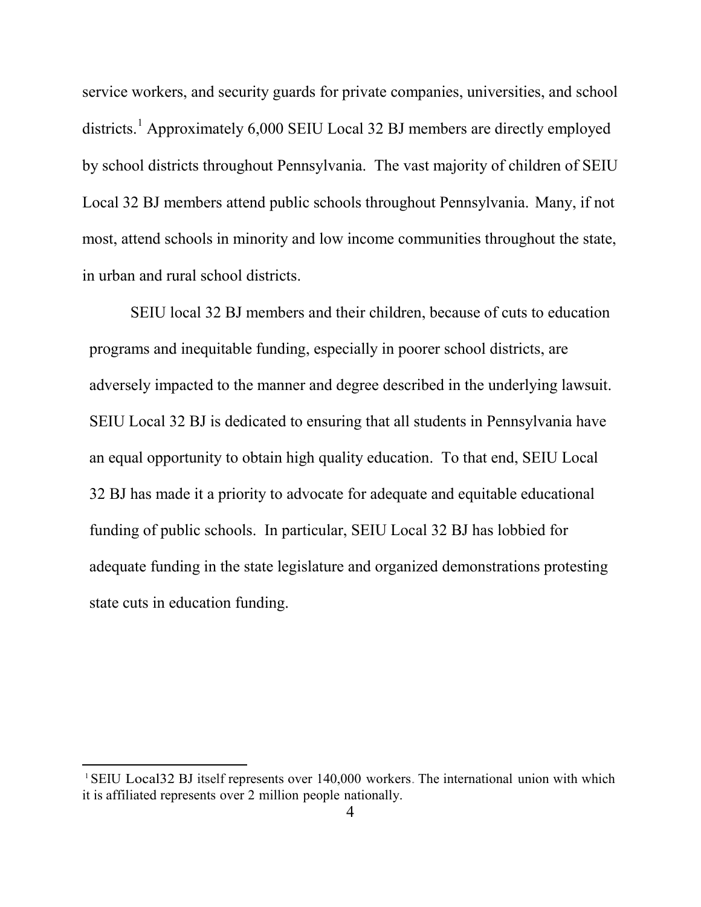service workers, and security guards for private companies, universities, and school districts.[1] Approximately 6,000 SEIU Local 32 BJ members are directly employed by school districts throughout Pennsylvania. The vast majority of children of SEIU Local 32 BJ members attend public schools throughout Pennsylvania. Many, if not most, attend schools in minority and low income communities throughout the state, in urban and rural school districts.

SEIU local 32 BJ members and their children, because of cuts to education programs and inequitable funding, especially in poorer school districts, are adversely impacted to the manner and degree described in the underlying lawsuit. SEIU Local 32 BJ is dedicated to ensuring that all students in Pennsylvania have an equal opportunity to obtain high quality education. To that end, SEIU Local 32 BJ has made it a priority to advocate for adequate and equitable educational funding of public schools. In particular, SEIU Local 32 BJ has lobbied for adequate funding in the state legislature and organized demonstrations protesting state cuts in education funding.

---

[1] SEIU Local32 BJ itself represents over 140,000 workers. The international union with which it is affiliated represents over 2 million people nationally.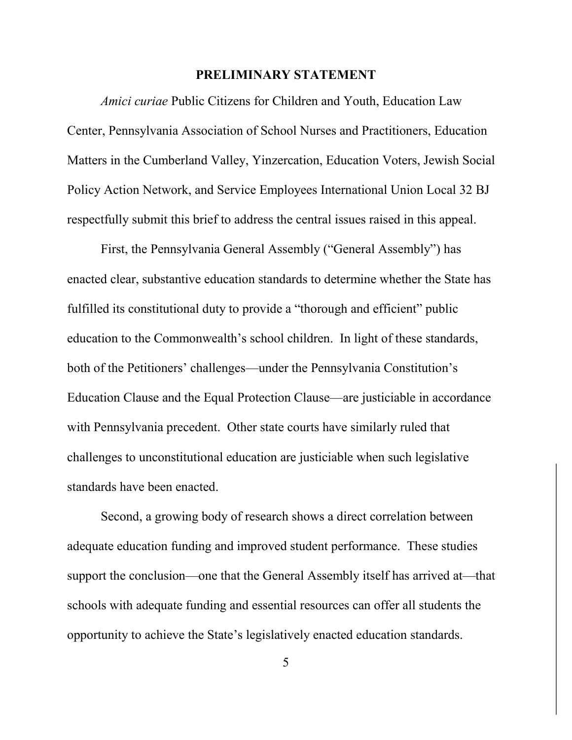## PRELIMINARY STATEMENT

*Amici curiae* Public Citizens for Children and Youth, Education Law Center, Pennsylvania Association of School Nurses and Practitioners, Education Matters in the Cumberland Valley, Yinzercation, Education Voters, Jewish Social Policy Action Network, and Service Employees International Union Local 32 BJ respectfully submit this brief to address the central issues raised in this appeal.

First, the Pennsylvania General Assembly ("General Assembly") has enacted clear, substantive education standards to determine whether the State has fulfilled its constitutional duty to provide a "thorough and efficient" public education to the Commonwealth's school children. In light of these standards, both of the Petitioners' challenges—under the Pennsylvania Constitution's Education Clause and the Equal Protection Clause—are justiciable in accordance with Pennsylvania precedent. Other state courts have similarly ruled that challenges to unconstitutional education are justiciable when such legislative standards have been enacted.

Second, a growing body of research shows a direct correlation between adequate education funding and improved student performance. These studies support the conclusion—one that the General Assembly itself has arrived at—that schools with adequate funding and essential resources can offer all students the opportunity to achieve the State's legislatively enacted education standards.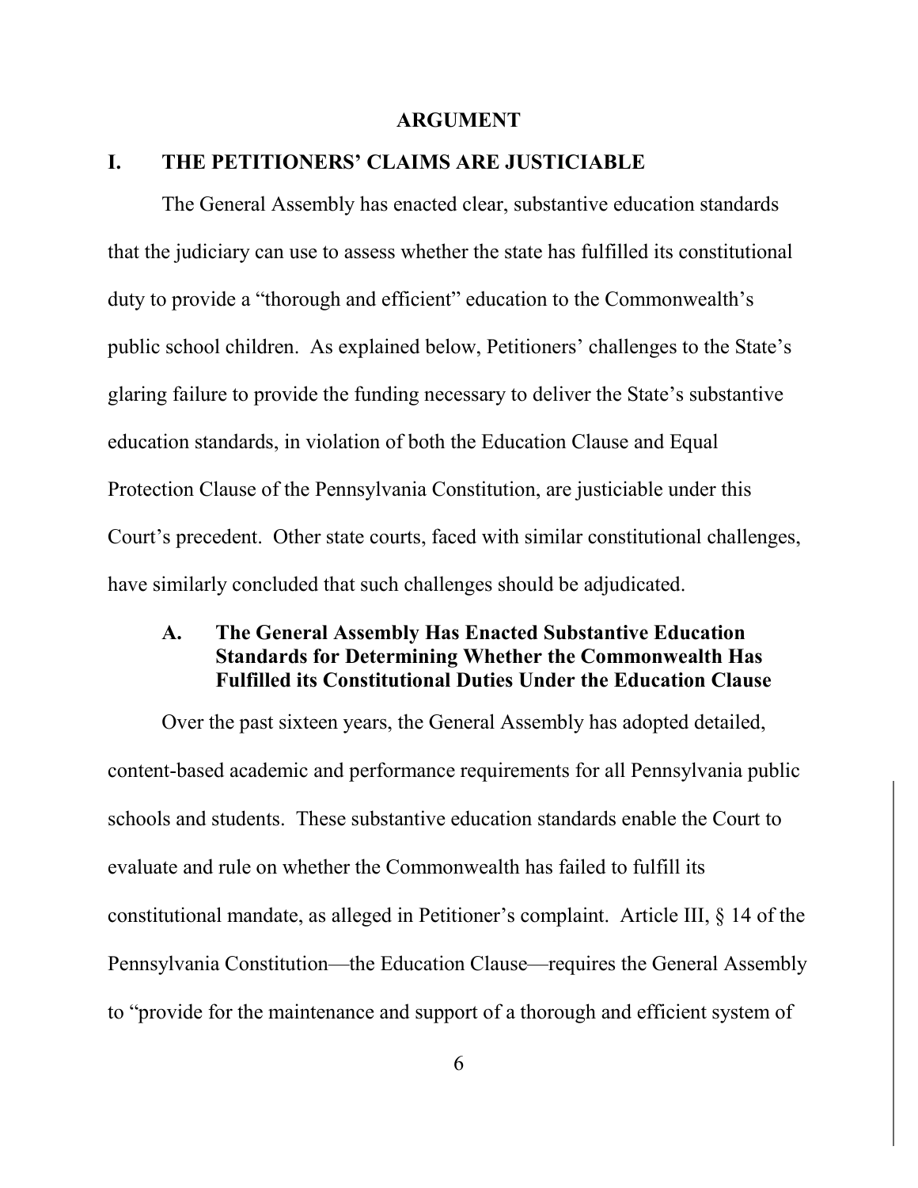## ARGUMENT

### I. THE PETITIONERS' CLAIMS ARE JUSTICIABLE

The General Assembly has enacted clear, substantive education standards that the judiciary can use to assess whether the state has fulfilled its constitutional duty to provide a "thorough and efficient" education to the Commonwealth's public school children. As explained below, Petitioners' challenges to the State's glaring failure to provide the funding necessary to deliver the State's substantive education standards, in violation of both the Education Clause and Equal Protection Clause of the Pennsylvania Constitution, are justiciable under this Court's precedent. Other state courts, faced with similar constitutional challenges, have similarly concluded that such challenges should be adjudicated.

#### A. The General Assembly Has Enacted Substantive Education Standards for Determining Whether the Commonwealth Has Fulfilled its Constitutional Duties Under the Education Clause

Over the past sixteen years, the General Assembly has adopted detailed, content-based academic and performance requirements for all Pennsylvania public schools and students. These substantive education standards enable the Court to evaluate and rule on whether the Commonwealth has failed to fulfill its constitutional mandate, as alleged in Petitioner's complaint. Article III, § 14 of the Pennsylvania Constitution—the Education Clause—requires the General Assembly to "provide for the maintenance and support of a thorough and efficient system of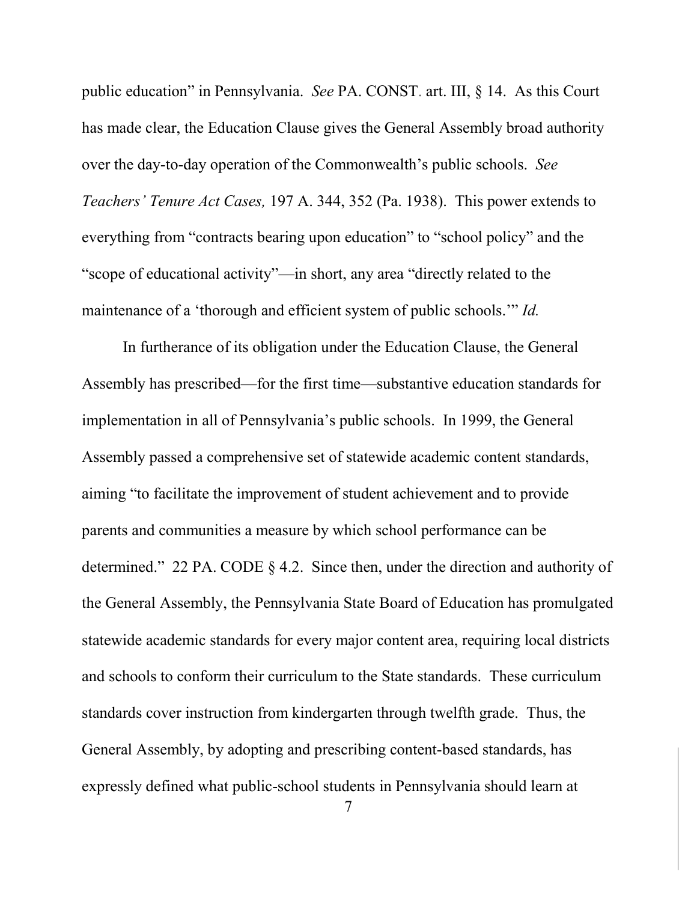public education" in Pennsylvania. *See* PA. CONST. art. III, § 14. As this Court has made clear, the Education Clause gives the General Assembly broad authority over the day-to-day operation of the Commonwealth's public schools. *See Teachers' Tenure Act Cases,* 197 A. 344, 352 (Pa. 1938). This power extends to everything from "contracts bearing upon education" to "school policy" and the "scope of educational activity"—in short, any area "directly related to the maintenance of a 'thorough and efficient system of public schools.'" *Id.*

In furtherance of its obligation under the Education Clause, the General Assembly has prescribed—for the first time—substantive education standards for implementation in all of Pennsylvania's public schools. In 1999, the General Assembly passed a comprehensive set of statewide academic content standards, aiming "to facilitate the improvement of student achievement and to provide parents and communities a measure by which school performance can be determined." 22 PA. CODE § 4.2. Since then, under the direction and authority of the General Assembly, the Pennsylvania State Board of Education has promulgated statewide academic standards for every major content area, requiring local districts and schools to conform their curriculum to the State standards. These curriculum standards cover instruction from kindergarten through twelfth grade. Thus, the General Assembly, by adopting and prescribing content-based standards, has expressly defined what public-school students in Pennsylvania should learn at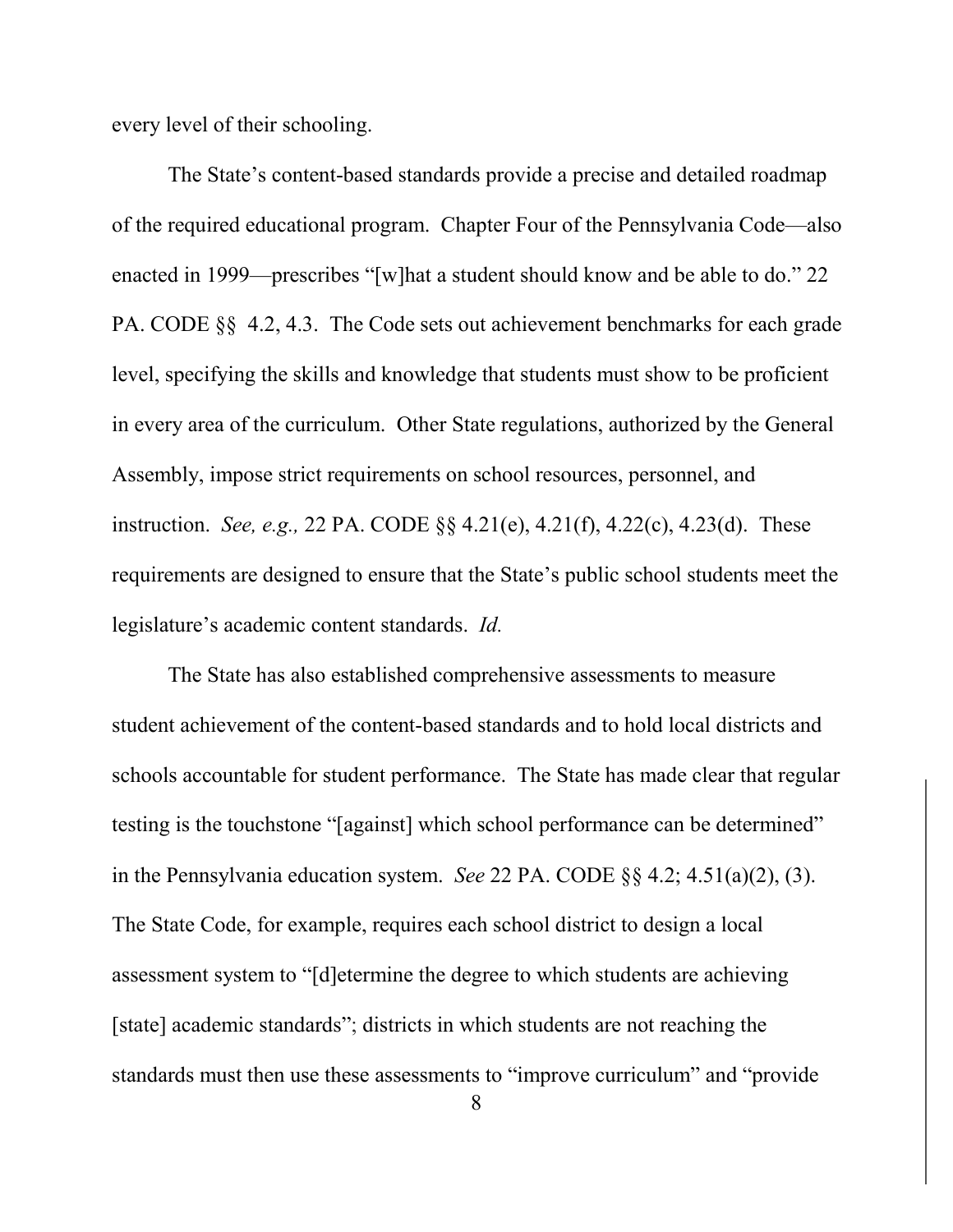every level of their schooling.

The State's content-based standards provide a precise and detailed roadmap of the required educational program. Chapter Four of the Pennsylvania Code—also enacted in 1999—prescribes "[w]hat a student should know and be able to do." 22 PA. CODE §§ 4.2, 4.3. The Code sets out achievement benchmarks for each grade level, specifying the skills and knowledge that students must show to be proficient in every area of the curriculum. Other State regulations, authorized by the General Assembly, impose strict requirements on school resources, personnel, and instruction. *See, e.g.,* 22 PA. CODE §§ 4.21(e), 4.21(f), 4.22(c), 4.23(d). These requirements are designed to ensure that the State's public school students meet the legislature's academic content standards. *Id.*

The State has also established comprehensive assessments to measure student achievement of the content-based standards and to hold local districts and schools accountable for student performance. The State has made clear that regular testing is the touchstone "[against] which school performance can be determined" in the Pennsylvania education system. *See* 22 PA. CODE §§ 4.2; 4.51(a)(2), (3). The State Code, for example, requires each school district to design a local assessment system to "[d]etermine the degree to which students are achieving [state] academic standards"; districts in which students are not reaching the standards must then use these assessments to "improve curriculum" and "provide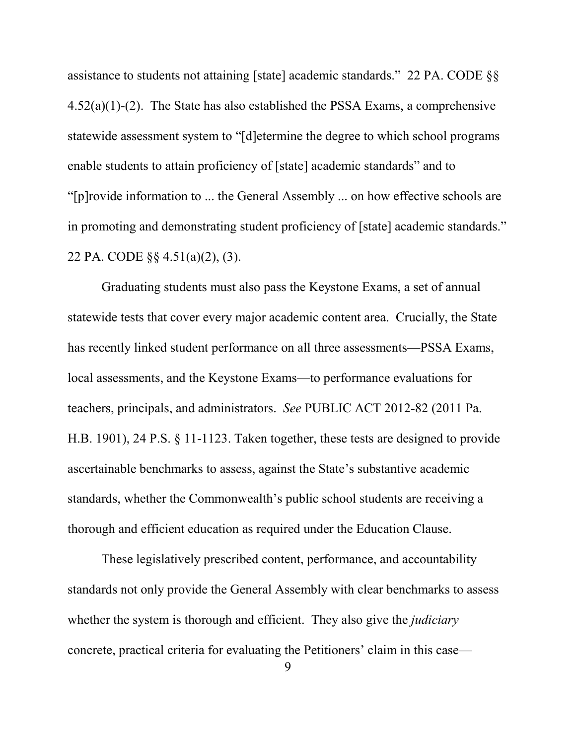assistance to students not attaining [state] academic standards." 22 PA. CODE §§ 4.52(a)(1)-(2). The State has also established the PSSA Exams, a comprehensive statewide assessment system to "[d]etermine the degree to which school programs enable students to attain proficiency of [state] academic standards" and to "[p]rovide information to ... the General Assembly ... on how effective schools are in promoting and demonstrating student proficiency of [state] academic standards." 22 PA. CODE §§ 4.51(a)(2), (3).

Graduating students must also pass the Keystone Exams, a set of annual statewide tests that cover every major academic content area. Crucially, the State has recently linked student performance on all three assessments—PSSA Exams, local assessments, and the Keystone Exams—to performance evaluations for teachers, principals, and administrators. *See* PUBLIC ACT 2012-82 (2011 Pa. H.B. 1901), 24 P.S. § 11-1123. Taken together, these tests are designed to provide ascertainable benchmarks to assess, against the State's substantive academic standards, whether the Commonwealth's public school students are receiving a thorough and efficient education as required under the Education Clause.

These legislatively prescribed content, performance, and accountability standards not only provide the General Assembly with clear benchmarks to assess whether the system is thorough and efficient. They also give the *judiciary* concrete, practical criteria for evaluating the Petitioners' claim in this case—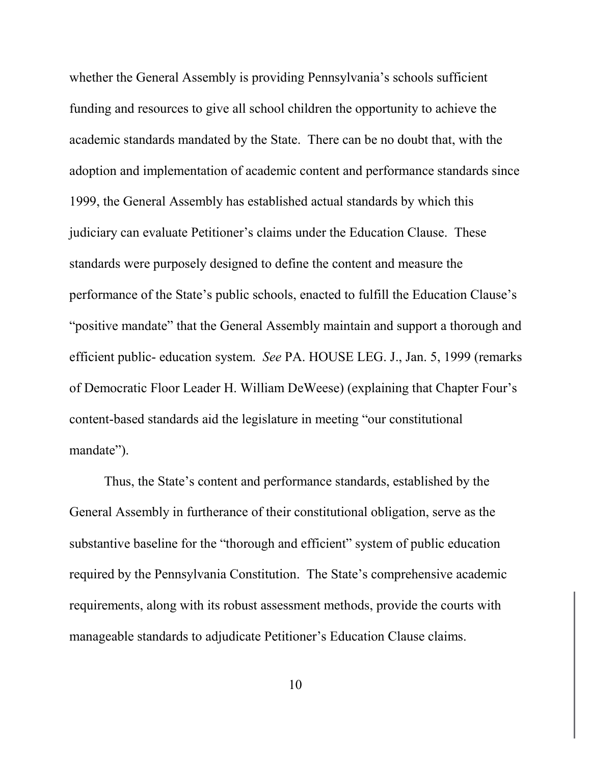whether the General Assembly is providing Pennsylvania's schools sufficient funding and resources to give all school children the opportunity to achieve the academic standards mandated by the State. There can be no doubt that, with the adoption and implementation of academic content and performance standards since 1999, the General Assembly has established actual standards by which this judiciary can evaluate Petitioner's claims under the Education Clause. These standards were purposely designed to define the content and measure the performance of the State's public schools, enacted to fulfill the Education Clause's "positive mandate" that the General Assembly maintain and support a thorough and efficient public- education system. *See* PA. HOUSE LEG. J., Jan. 5, 1999 (remarks of Democratic Floor Leader H. William DeWeese) (explaining that Chapter Four's content-based standards aid the legislature in meeting "our constitutional mandate").

Thus, the State's content and performance standards, established by the General Assembly in furtherance of their constitutional obligation, serve as the substantive baseline for the "thorough and efficient" system of public education required by the Pennsylvania Constitution. The State's comprehensive academic requirements, along with its robust assessment methods, provide the courts with manageable standards to adjudicate Petitioner's Education Clause claims.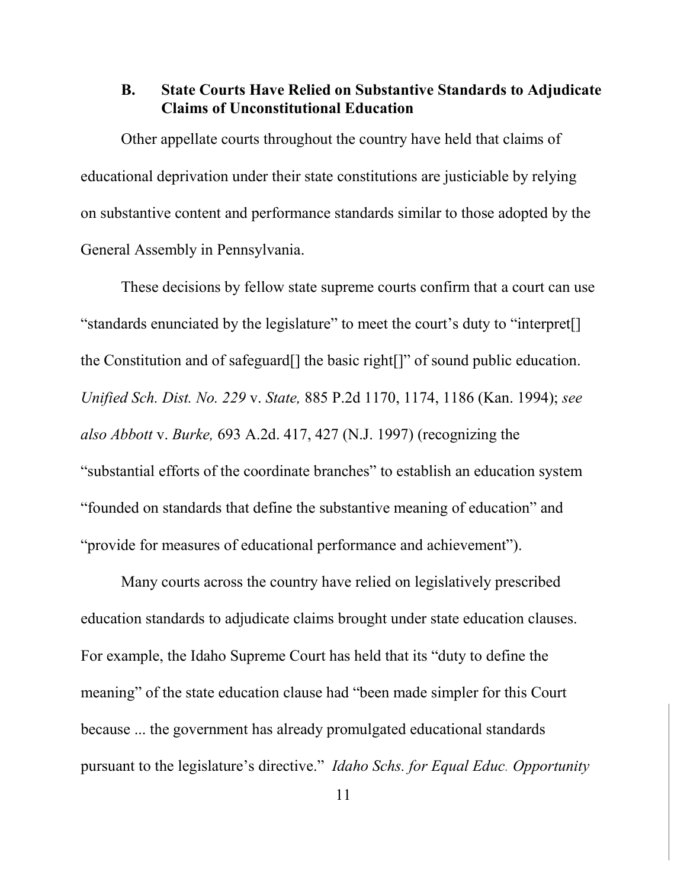### B. State Courts Have Relied on Substantive Standards to Adjudicate Claims of Unconstitutional Education

Other appellate courts throughout the country have held that claims of educational deprivation under their state constitutions are justiciable by relying on substantive content and performance standards similar to those adopted by the General Assembly in Pennsylvania.

These decisions by fellow state supreme courts confirm that a court can use "standards enunciated by the legislature" to meet the court's duty to "interpret[] the Constitution and of safeguard[] the basic right[]" of sound public education. *Unified Sch. Dist. No. 229* v. *State,* 885 P.2d 1170, 1174, 1186 (Kan. 1994); *see also Abbott* v. *Burke,* 693 A.2d. 417, 427 (N.J. 1997) (recognizing the "substantial efforts of the coordinate branches" to establish an education system "founded on standards that define the substantive meaning of education" and "provide for measures of educational performance and achievement").

Many courts across the country have relied on legislatively prescribed education standards to adjudicate claims brought under state education clauses. For example, the Idaho Supreme Court has held that its "duty to define the meaning" of the state education clause had "been made simpler for this Court because ... the government has already promulgated educational standards pursuant to the legislature's directive." *Idaho Schs. for Equal Educ. Opportunity*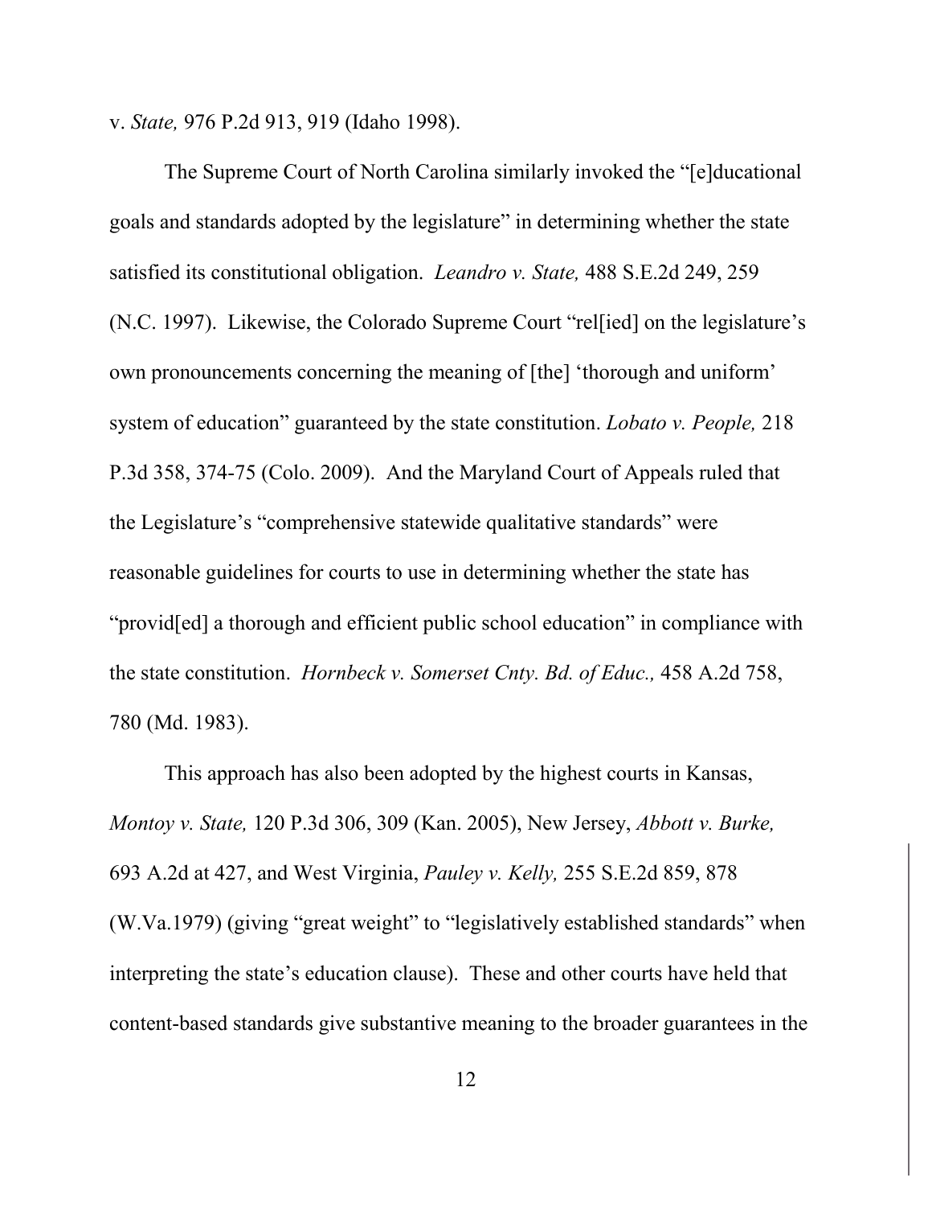v. *State,* 976 P.2d 913, 919 (Idaho 1998).

The Supreme Court of North Carolina similarly invoked the "[e]ducational goals and standards adopted by the legislature" in determining whether the state satisfied its constitutional obligation. *Leandro v. State,* 488 S.E.2d 249, 259 (N.C. 1997). Likewise, the Colorado Supreme Court "rel[ied] on the legislature's own pronouncements concerning the meaning of [the] 'thorough and uniform' system of education" guaranteed by the state constitution. *Lobato v. People,* 218 P.3d 358, 374-75 (Colo. 2009). And the Maryland Court of Appeals ruled that the Legislature's "comprehensive statewide qualitative standards" were reasonable guidelines for courts to use in determining whether the state has "provid[ed] a thorough and efficient public school education" in compliance with the state constitution. *Hornbeck v. Somerset Cnty. Bd. of Educ.,* 458 A.2d 758, 780 (Md. 1983).

This approach has also been adopted by the highest courts in Kansas, *Montoy v. State,* 120 P.3d 306, 309 (Kan. 2005), New Jersey, *Abbott v. Burke,* 693 A.2d at 427, and West Virginia, *Pauley v. Kelly,* 255 S.E.2d 859, 878 (W.Va.1979) (giving "great weight" to "legislatively established standards" when interpreting the state's education clause). These and other courts have held that content-based standards give substantive meaning to the broader guarantees in the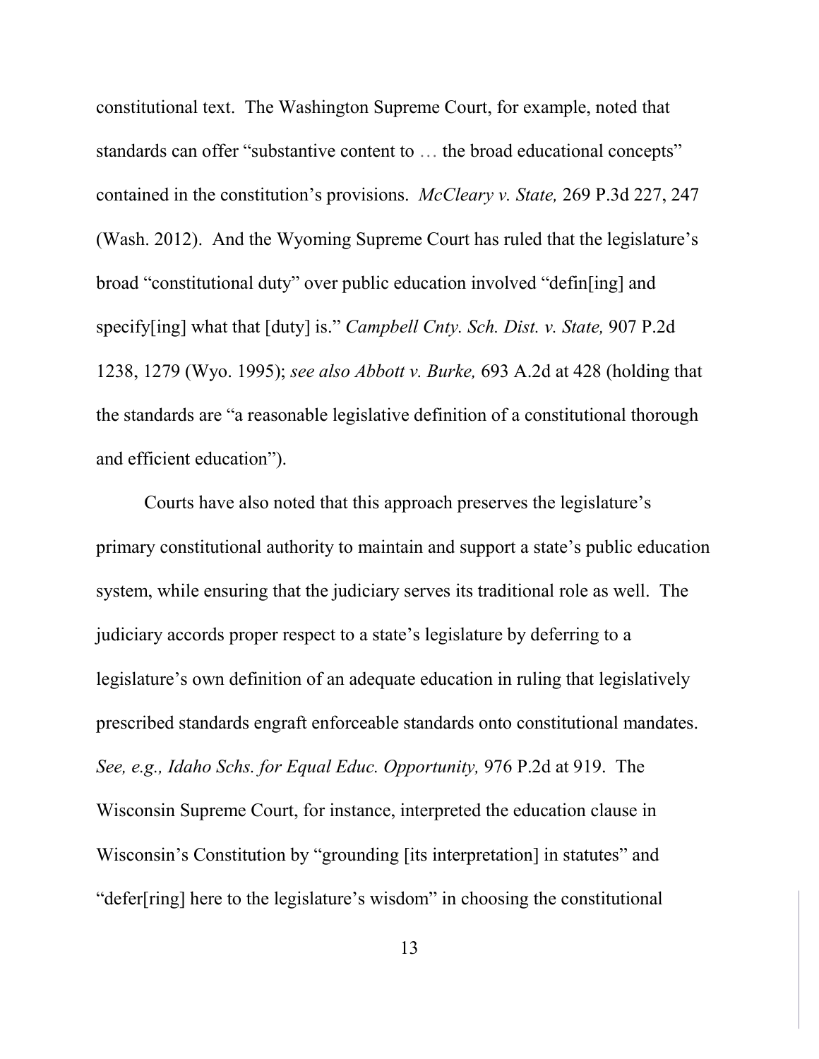constitutional text. The Washington Supreme Court, for example, noted that standards can offer "substantive content to … the broad educational concepts" contained in the constitution's provisions. *McCleary v. State,* 269 P.3d 227, 247 (Wash. 2012). And the Wyoming Supreme Court has ruled that the legislature's broad "constitutional duty" over public education involved "defin[ing] and specify[ing] what that [duty] is." *Campbell Cnty. Sch. Dist. v. State,* 907 P.2d 1238, 1279 (Wyo. 1995); *see also Abbott v. Burke,* 693 A.2d at 428 (holding that the standards are "a reasonable legislative definition of a constitutional thorough and efficient education").

Courts have also noted that this approach preserves the legislature's primary constitutional authority to maintain and support a state's public education system, while ensuring that the judiciary serves its traditional role as well. The judiciary accords proper respect to a state's legislature by deferring to a legislature's own definition of an adequate education in ruling that legislatively prescribed standards engraft enforceable standards onto constitutional mandates. *See, e.g., Idaho Schs. for Equal Educ. Opportunity,* 976 P.2d at 919. The Wisconsin Supreme Court, for instance, interpreted the education clause in Wisconsin's Constitution by "grounding [its interpretation] in statutes" and "defer[ring] here to the legislature's wisdom" in choosing the constitutional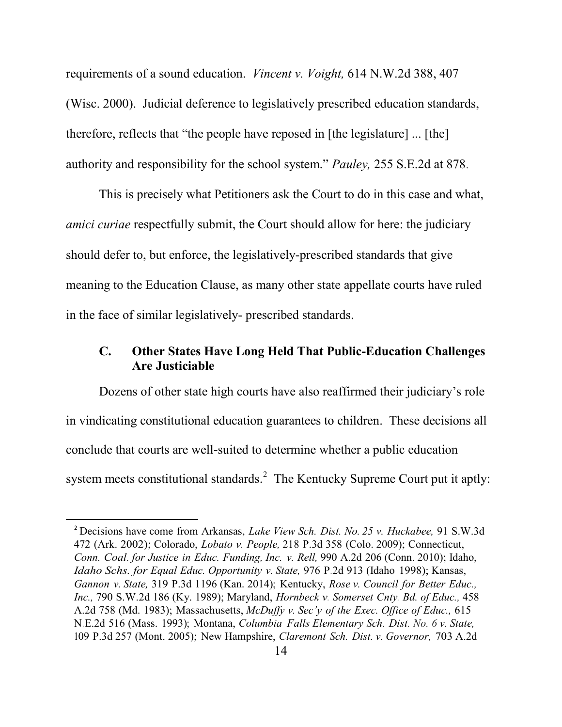requirements of a sound education. *Vincent v. Voight,* 614 N.W.2d 388, 407 (Wisc. 2000). Judicial deference to legislatively prescribed education standards, therefore, reflects that "the people have reposed in [the legislature] ... [the] authority and responsibility for the school system." *Pauley,* 255 S.E.2d at 878.

This is precisely what Petitioners ask the Court to do in this case and what, *amici curiae* respectfully submit, the Court should allow for here: the judiciary should defer to, but enforce, the legislatively-prescribed standards that give meaning to the Education Clause, as many other state appellate courts have ruled in the face of similar legislatively- prescribed standards.

### C. Other States Have Long Held That Public-Education Challenges Are Justiciable

Dozens of other state high courts have also reaffirmed their judiciary's role in vindicating constitutional education guarantees to children. These decisions all conclude that courts are well-suited to determine whether a public education system meets constitutional standards.[2] The Kentucky Supreme Court put it aptly:

---

[2] Decisions have come from Arkansas, *Lake View Sch. Dist. No. 25 v. Huckabee,* 91 S.W.3d 472 (Ark. 2002); Colorado, *Lobato v. People,* 218 P.3d 358 (Colo. 2009); Connecticut, *Conn. Coal. for Justice in Educ. Funding, Inc. v. Rell,* 990 A.2d 206 (Conn. 2010); Idaho, *Idaho Schs. for Equal Educ. Opportunity v. State,* 976 P.2d 913 (Idaho 1998); Kansas, *Gannon v. State,* 319 P.3d 1196 (Kan. 2014); Kentucky, *Rose v. Council for Better Educ., Inc.,* 790 S.W.2d 186 (Ky. 1989); Maryland, *Hornbeck v. Somerset Cnty. Bd. of Educ.,* 458 A.2d 758 (Md. 1983); Massachusetts, *McDuffy v. Sec'y of the Exec. Office of Educ.,* 615 N.E.2d 516 (Mass. 1993); Montana, *Columbia Falls Elementary Sch. Dist. No. 6 v. State,* 109 P.3d 257 (Mont. 2005); New Hampshire, *Claremont Sch. Dist. v. Governor,* 703 A.2d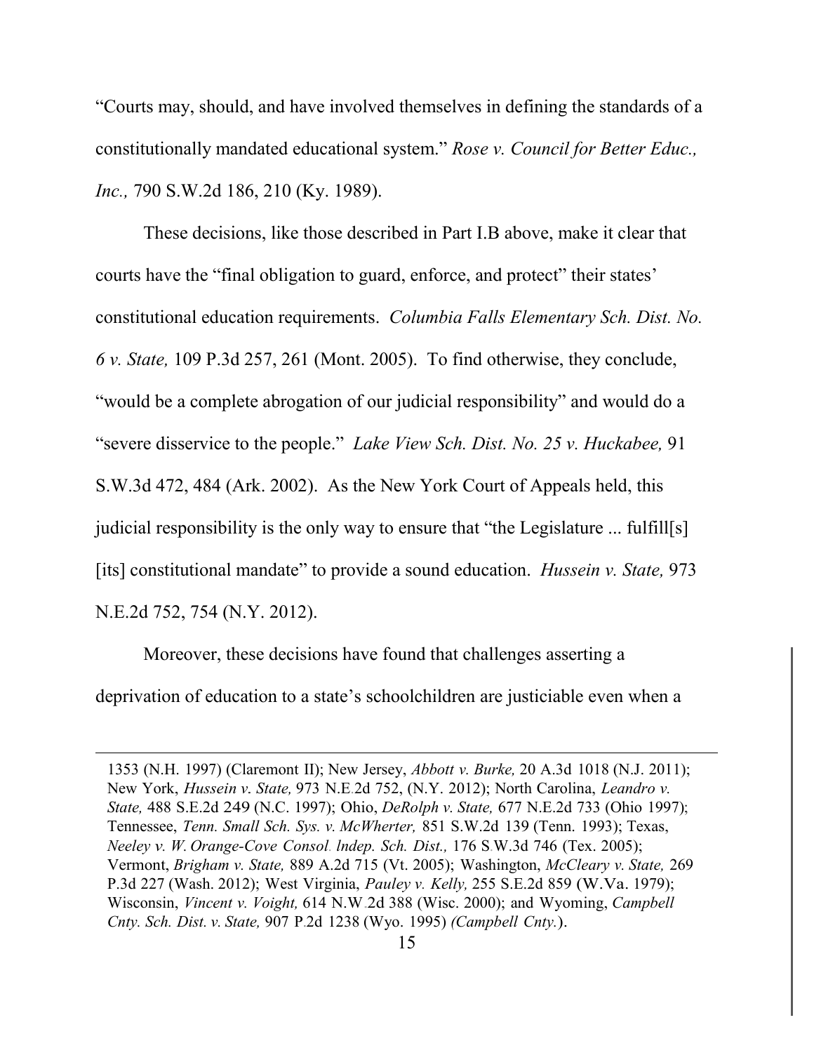"Courts may, should, and have involved themselves in defining the standards of a constitutionally mandated educational system." *Rose v. Council for Better Educ., Inc.,* 790 S.W.2d 186, 210 (Ky. 1989).

These decisions, like those described in Part I.B above, make it clear that courts have the "final obligation to guard, enforce, and protect" their states' constitutional education requirements. *Columbia Falls Elementary Sch. Dist. No. 6 v. State,* 109 P.3d 257, 261 (Mont. 2005). To find otherwise, they conclude, "would be a complete abrogation of our judicial responsibility" and would do a "severe disservice to the people." *Lake View Sch. Dist. No. 25 v. Huckabee,* 91 S.W.3d 472, 484 (Ark. 2002). As the New York Court of Appeals held, this judicial responsibility is the only way to ensure that "the Legislature ... fulfill[s] [its] constitutional mandate" to provide a sound education. *Hussein v. State,* 973 N.E.2d 752, 754 (N.Y. 2012).

Moreover, these decisions have found that challenges asserting a deprivation of education to a state's schoolchildren are justiciable even when a

---

1353 (N.H. 1997) (Claremont II); New Jersey, *Abbott v. Burke,* 20 A.3d 1018 (N.J. 2011); New York, *Hussein v. State,* 973 N.E.2d 752, (N.Y. 2012); North Carolina, *Leandro v. State,* 488 S.E.2d 249 (N.C. 1997); Ohio, *DeRolph v. State,* 677 N.E.2d 733 (Ohio 1997); Tennessee, *Tenn. Small Sch. Sys. v. McWherter,* 851 S.W.2d 139 (Tenn. 1993); Texas, *Neeley v. W. Orange-Cove Consol. lndep. Sch. Dist.,* 176 S.W.3d 746 (Tex. 2005); Vermont, *Brigham v. State,* 889 A.2d 715 (Vt. 2005); Washington, *McCleary v. State,* 269 P.3d 227 (Wash. 2012); West Virginia, *Pauley v. Kelly,* 255 S.E.2d 859 (W.Va. 1979); Wisconsin, *Vincent v. Voight,* 614 N.W.2d 388 (Wisc. 2000); and Wyoming, *Campbell Cnty. Sch. Dist. v. State,* 907 P.2d 1238 (Wyo. 1995) *(Campbell Cnty.)*.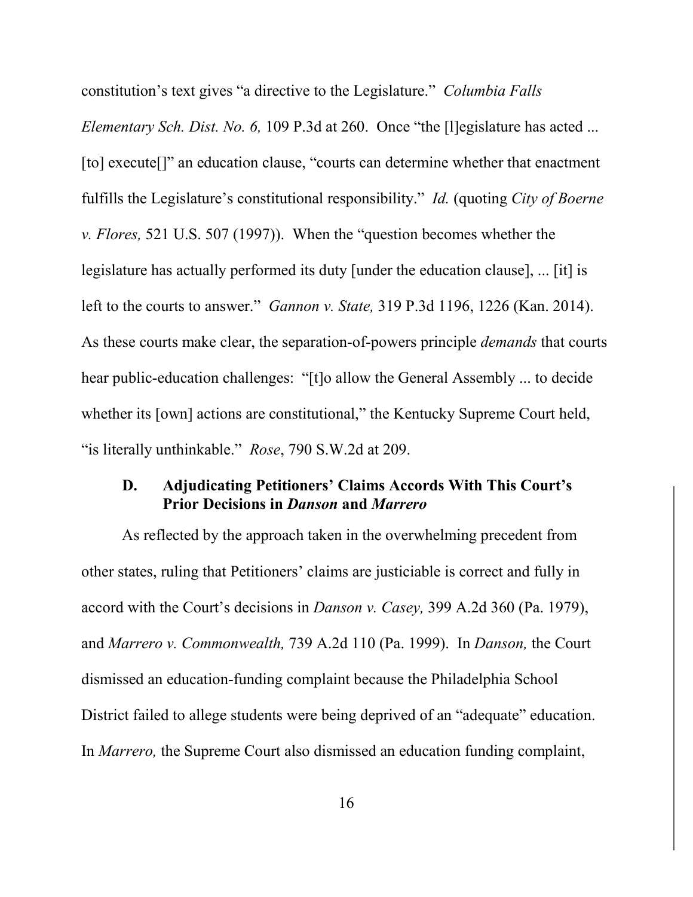constitution's text gives "a directive to the Legislature." *Columbia Falls Elementary Sch. Dist. No. 6,* 109 P.3d at 260. Once "the [l]egislature has acted ... [to] execute[]" an education clause, "courts can determine whether that enactment fulfills the Legislature's constitutional responsibility." *Id.* (quoting *City of Boerne v. Flores,* 521 U.S. 507 (1997)). When the "question becomes whether the legislature has actually performed its duty [under the education clause], ... [it] is left to the courts to answer." *Gannon v. State,* 319 P.3d 1196, 1226 (Kan. 2014). As these courts make clear, the separation-of-powers principle *demands* that courts hear public-education challenges: "[t]o allow the General Assembly ... to decide whether its [own] actions are constitutional," the Kentucky Supreme Court held, "is literally unthinkable." *Rose*, 790 S.W.2d at 209.

### D. Adjudicating Petitioners' Claims Accords With This Court's Prior Decisions in *Danson* and *Marrero*

As reflected by the approach taken in the overwhelming precedent from other states, ruling that Petitioners' claims are justiciable is correct and fully in accord with the Court's decisions in *Danson v. Casey,* 399 A.2d 360 (Pa. 1979), and *Marrero v. Commonwealth,* 739 A.2d 110 (Pa. 1999). In *Danson,* the Court dismissed an education-funding complaint because the Philadelphia School District failed to allege students were being deprived of an "adequate" education. In *Marrero,* the Supreme Court also dismissed an education funding complaint,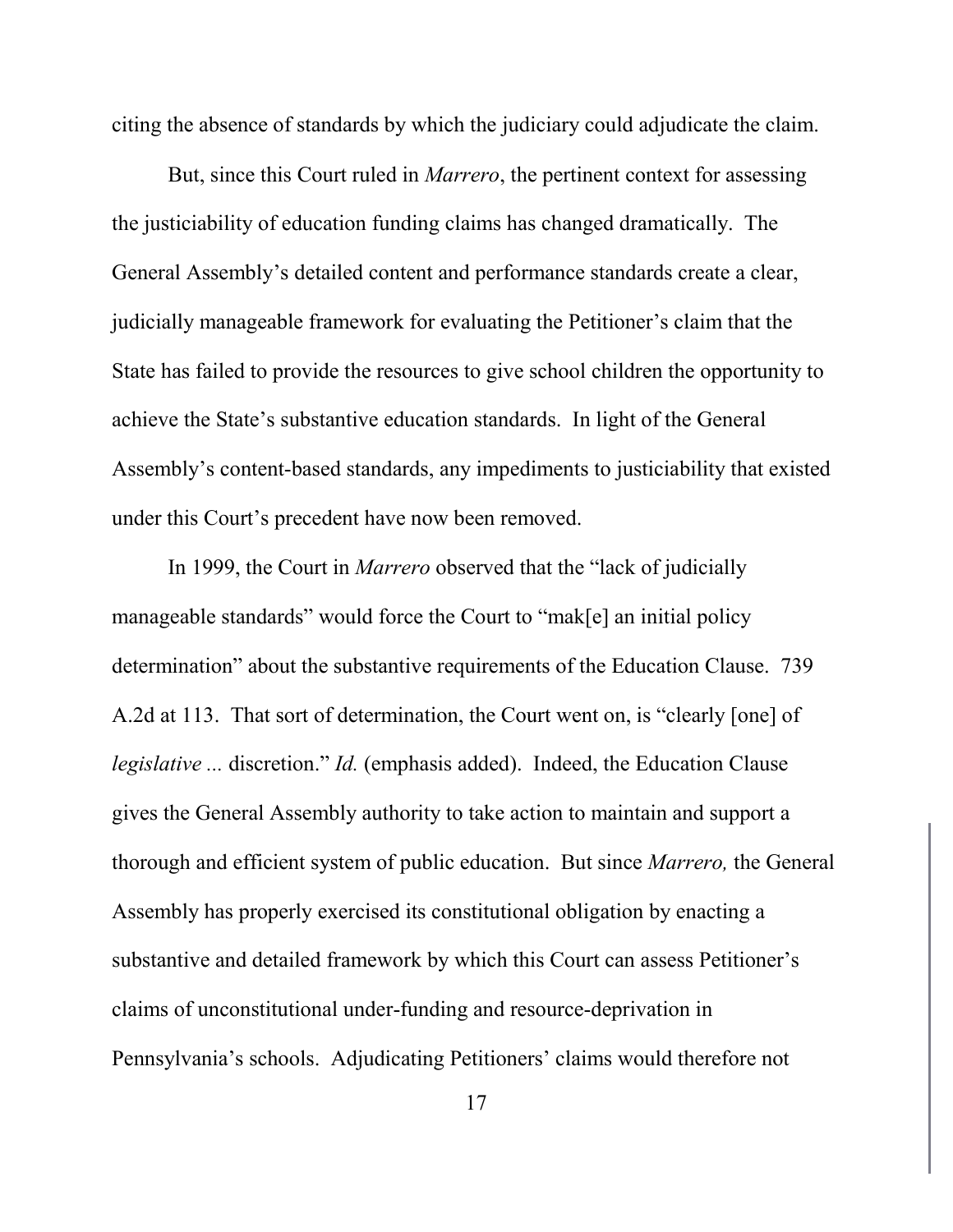citing the absence of standards by which the judiciary could adjudicate the claim.

But, since this Court ruled in *Marrero*, the pertinent context for assessing the justiciability of education funding claims has changed dramatically. The General Assembly's detailed content and performance standards create a clear, judicially manageable framework for evaluating the Petitioner's claim that the State has failed to provide the resources to give school children the opportunity to achieve the State's substantive education standards. In light of the General Assembly's content-based standards, any impediments to justiciability that existed under this Court's precedent have now been removed.

In 1999, the Court in *Marrero* observed that the "lack of judicially manageable standards" would force the Court to "mak[e] an initial policy determination" about the substantive requirements of the Education Clause. 739 A.2d at 113. That sort of determination, the Court went on, is "clearly [one] of *legislative ...* discretion." *Id.* (emphasis added). Indeed, the Education Clause gives the General Assembly authority to take action to maintain and support a thorough and efficient system of public education. But since *Marrero,* the General Assembly has properly exercised its constitutional obligation by enacting a substantive and detailed framework by which this Court can assess Petitioner's claims of unconstitutional under-funding and resource-deprivation in Pennsylvania's schools. Adjudicating Petitioners' claims would therefore not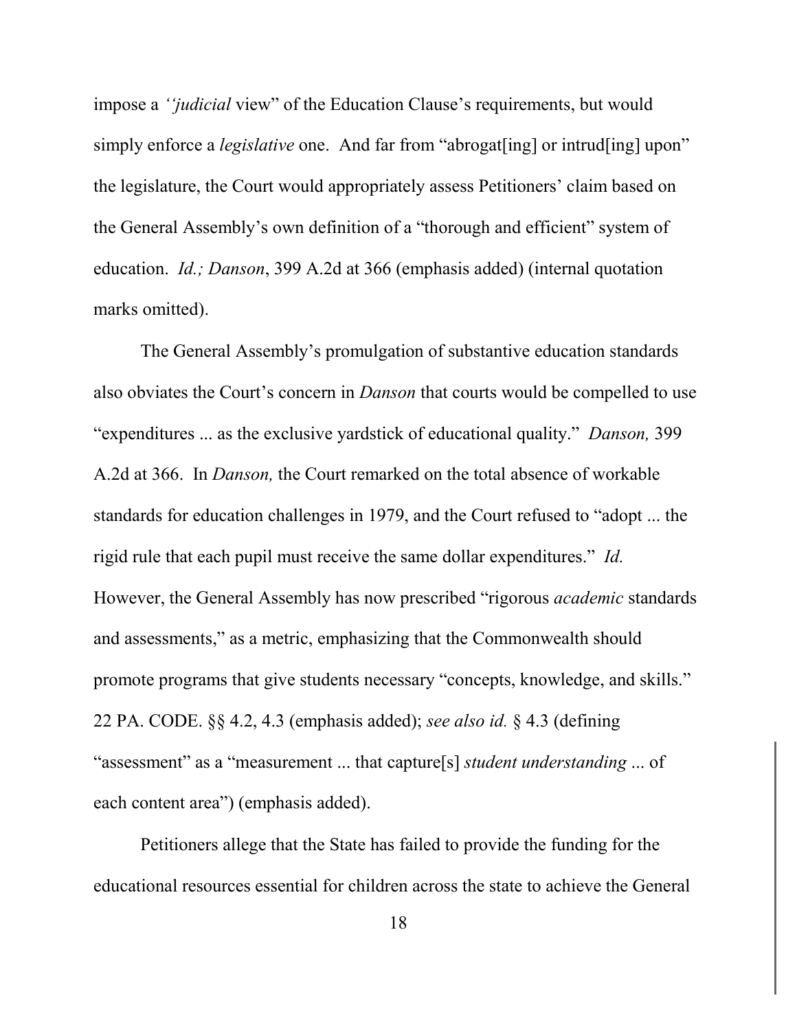impose a *''judicial* view" of the Education Clause's requirements, but would simply enforce a *legislative* one. And far from "abrogat[ing] or intrud[ing] upon" the legislature, the Court would appropriately assess Petitioners' claim based on the General Assembly's own definition of a "thorough and efficient" system of education. *Id.; Danson*, 399 A.2d at 366 (emphasis added) (internal quotation marks omitted).

The General Assembly's promulgation of substantive education standards also obviates the Court's concern in *Danson* that courts would be compelled to use "expenditures ... as the exclusive yardstick of educational quality." *Danson,* 399 A.2d at 366. In *Danson,* the Court remarked on the total absence of workable standards for education challenges in 1979, and the Court refused to "adopt ... the rigid rule that each pupil must receive the same dollar expenditures." *Id.* However, the General Assembly has now prescribed "rigorous *academic* standards and assessments," as a metric, emphasizing that the Commonwealth should promote programs that give students necessary "concepts, knowledge, and skills." 22 PA. CODE. §§ 4.2, 4.3 (emphasis added); *see also id.* § 4.3 (defining "assessment" as a "measurement ... that capture[s] *student understanding* ... of each content area") (emphasis added).

Petitioners allege that the State has failed to provide the funding for the educational resources essential for children across the state to achieve the General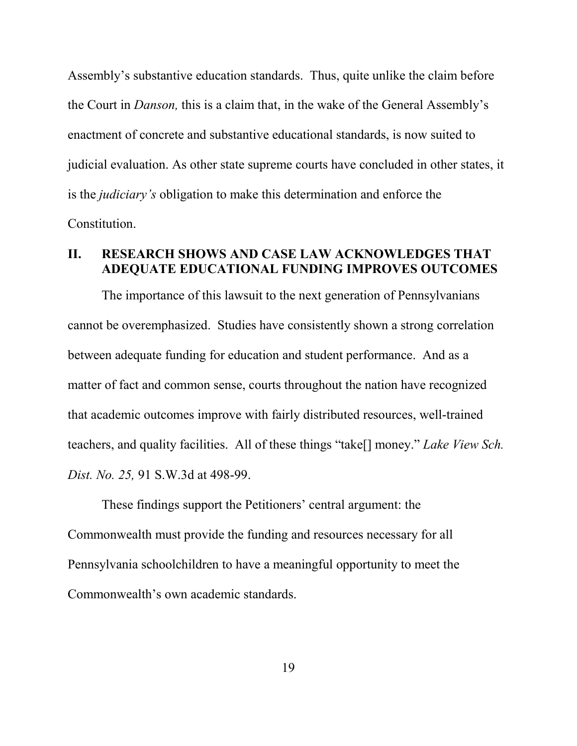Assembly's substantive education standards. Thus, quite unlike the claim before the Court in *Danson,* this is a claim that, in the wake of the General Assembly's enactment of concrete and substantive educational standards, is now suited to judicial evaluation. As other state supreme courts have concluded in other states, it is the *judiciary's* obligation to make this determination and enforce the Constitution.

## II. RESEARCH SHOWS AND CASE LAW ACKNOWLEDGES THAT ADEQUATE EDUCATIONAL FUNDING IMPROVES OUTCOMES

The importance of this lawsuit to the next generation of Pennsylvanians cannot be overemphasized. Studies have consistently shown a strong correlation between adequate funding for education and student performance. And as a matter of fact and common sense, courts throughout the nation have recognized that academic outcomes improve with fairly distributed resources, well-trained teachers, and quality facilities. All of these things "take[] money." *Lake View Sch. Dist. No. 25,* 91 S.W.3d at 498-99.

These findings support the Petitioners' central argument: the Commonwealth must provide the funding and resources necessary for all Pennsylvania schoolchildren to have a meaningful opportunity to meet the Commonwealth's own academic standards.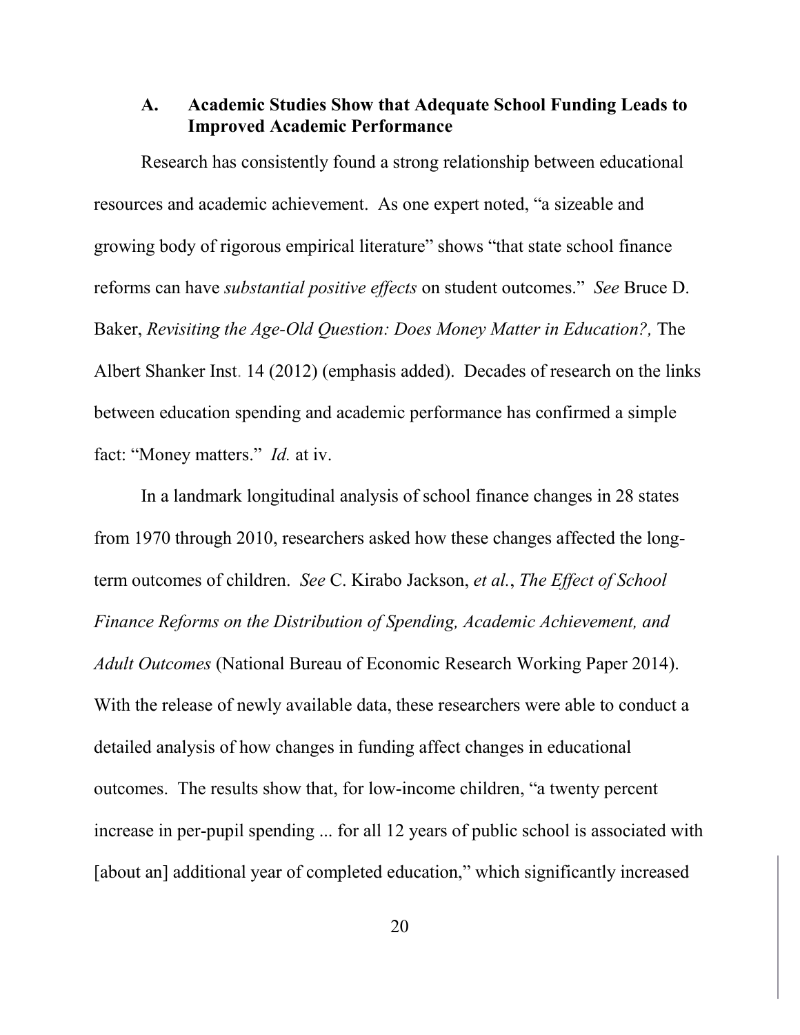### A. Academic Studies Show that Adequate School Funding Leads to Improved Academic Performance

Research has consistently found a strong relationship between educational resources and academic achievement. As one expert noted, "a sizeable and growing body of rigorous empirical literature" shows "that state school finance reforms can have *substantial positive effects* on student outcomes." *See* Bruce D. Baker, *Revisiting the Age-Old Question: Does Money Matter in Education?,* The Albert Shanker Inst. 14 (2012) (emphasis added). Decades of research on the links between education spending and academic performance has confirmed a simple fact: "Money matters." *Id.* at iv.

In a landmark longitudinal analysis of school finance changes in 28 states from 1970 through 2010, researchers asked how these changes affected the long-term outcomes of children. *See* C. Kirabo Jackson, *et al.*, *The Effect of School Finance Reforms on the Distribution of Spending, Academic Achievement, and Adult Outcomes* (National Bureau of Economic Research Working Paper 2014). With the release of newly available data, these researchers were able to conduct a detailed analysis of how changes in funding affect changes in educational outcomes. The results show that, for low-income children, "a twenty percent increase in per-pupil spending ... for all 12 years of public school is associated with [about an] additional year of completed education," which significantly increased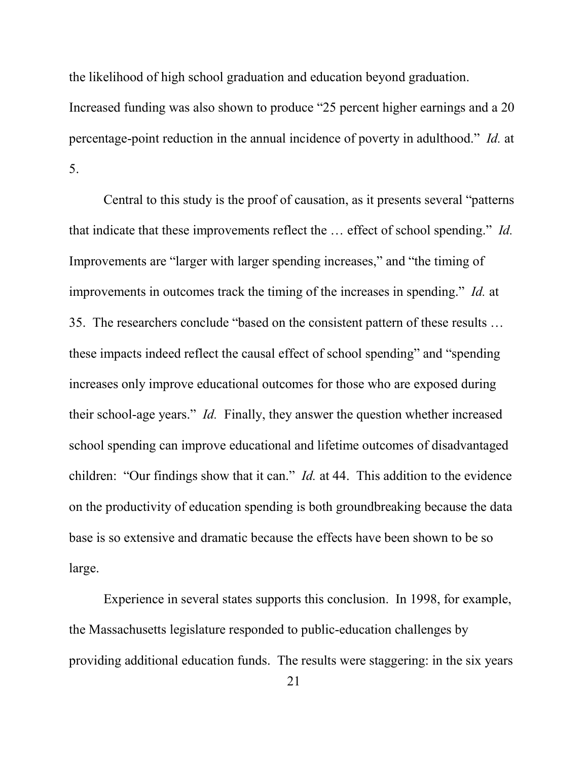the likelihood of high school graduation and education beyond graduation. Increased funding was also shown to produce "25 percent higher earnings and a 20 percentage-point reduction in the annual incidence of poverty in adulthood." *Id.* at 5.

Central to this study is the proof of causation, as it presents several "patterns that indicate that these improvements reflect the … effect of school spending." *Id.* Improvements are "larger with larger spending increases," and "the timing of improvements in outcomes track the timing of the increases in spending." *Id.* at 35. The researchers conclude "based on the consistent pattern of these results … these impacts indeed reflect the causal effect of school spending" and "spending increases only improve educational outcomes for those who are exposed during their school-age years." *Id.* Finally, they answer the question whether increased school spending can improve educational and lifetime outcomes of disadvantaged children: "Our findings show that it can." *Id.* at 44. This addition to the evidence on the productivity of education spending is both groundbreaking because the data base is so extensive and dramatic because the effects have been shown to be so large.

Experience in several states supports this conclusion. In 1998, for example, the Massachusetts legislature responded to public-education challenges by providing additional education funds. The results were staggering: in the six years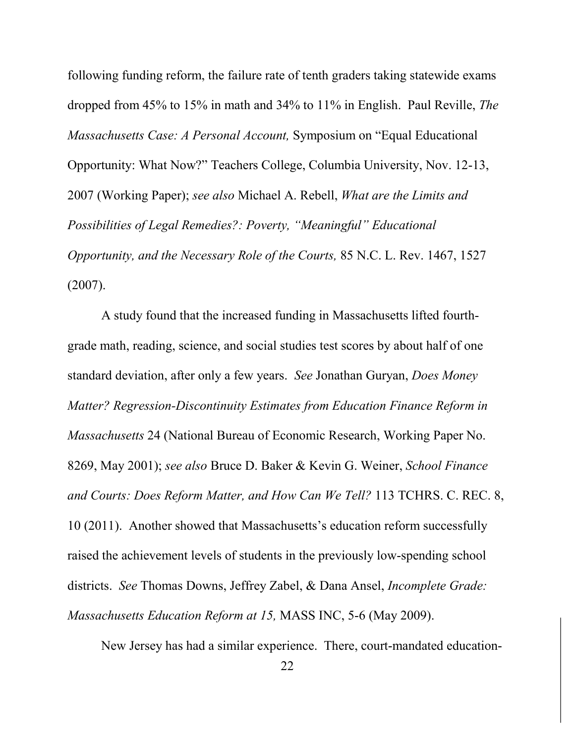following funding reform, the failure rate of tenth graders taking statewide exams dropped from 45% to 15% in math and 34% to 11% in English. Paul Reville, *The Massachusetts Case: A Personal Account,* Symposium on "Equal Educational Opportunity: What Now?" Teachers College, Columbia University, Nov. 12-13, 2007 (Working Paper); *see also* Michael A. Rebell, *What are the Limits and Possibilities of Legal Remedies?: Poverty, "Meaningful" Educational Opportunity, and the Necessary Role of the Courts,* 85 N.C. L. Rev. 1467, 1527 (2007).

A study found that the increased funding in Massachusetts lifted fourth-grade math, reading, science, and social studies test scores by about half of one standard deviation, after only a few years. *See* Jonathan Guryan, *Does Money Matter? Regression-Discontinuity Estimates from Education Finance Reform in Massachusetts* 24 (National Bureau of Economic Research, Working Paper No. 8269, May 2001); *see also* Bruce D. Baker & Kevin G. Weiner, *School Finance and Courts: Does Reform Matter, and How Can We Tell?* 113 TCHRS. C. REC. 8, 10 (2011). Another showed that Massachusetts's education reform successfully raised the achievement levels of students in the previously low-spending school districts. *See* Thomas Downs, Jeffrey Zabel, & Dana Ansel, *Incomplete Grade: Massachusetts Education Reform at 15,* MASS INC, 5-6 (May 2009).

New Jersey has had a similar experience. There, court-mandated education-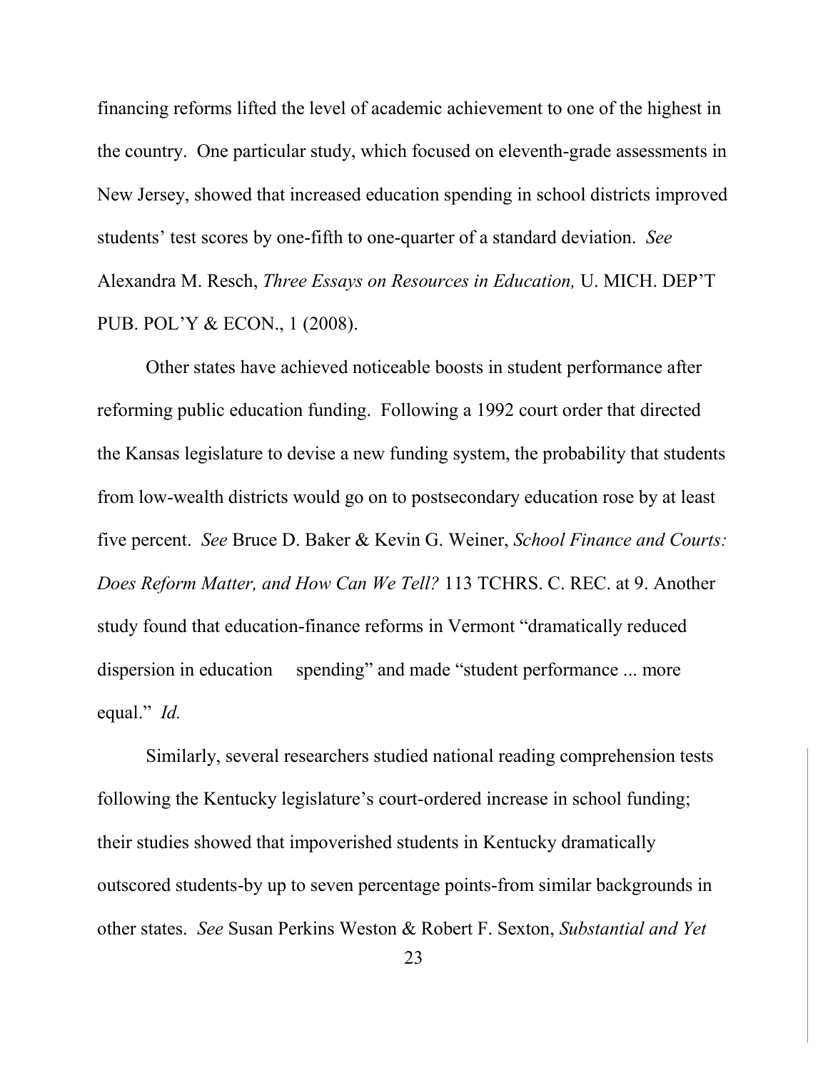financing reforms lifted the level of academic achievement to one of the highest in the country. One particular study, which focused on eleventh-grade assessments in New Jersey, showed that increased education spending in school districts improved students' test scores by one-fifth to one-quarter of a standard deviation. *See* Alexandra M. Resch, *Three Essays on Resources in Education,* U. MICH. DEP'T PUB. POL'Y & ECON., 1 (2008).

Other states have achieved noticeable boosts in student performance after reforming public education funding. Following a 1992 court order that directed the Kansas legislature to devise a new funding system, the probability that students from low-wealth districts would go on to postsecondary education rose by at least five percent. *See* Bruce D. Baker & Kevin G. Weiner, *School Finance and Courts: Does Reform Matter, and How Can We Tell?* 113 TCHRS. C. REC. at 9. Another study found that education-finance reforms in Vermont "dramatically reduced dispersion in education spending" and made "student performance ... more equal." *Id.*

Similarly, several researchers studied national reading comprehension tests following the Kentucky legislature's court-ordered increase in school funding; their studies showed that impoverished students in Kentucky dramatically outscored students-by up to seven percentage points-from similar backgrounds in other states. *See* Susan Perkins Weston & Robert F. Sexton, *Substantial and Yet*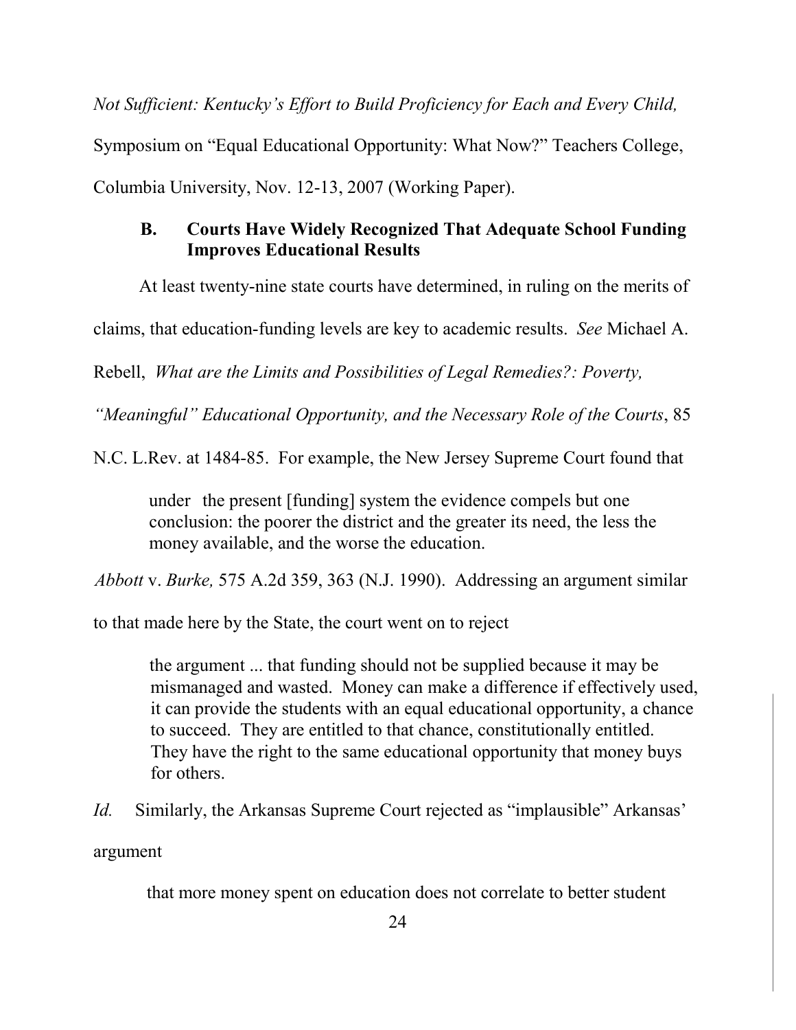*Not Sufficient: Kentucky's Effort to Build Proficiency for Each and Every Child,* Symposium on "Equal Educational Opportunity: What Now?" Teachers College, Columbia University, Nov. 12-13, 2007 (Working Paper).

### B. Courts Have Widely Recognized That Adequate School Funding Improves Educational Results

At least twenty-nine state courts have determined, in ruling on the merits of claims, that education-funding levels are key to academic results. *See* Michael A. Rebell, *What are the Limits and Possibilities of Legal Remedies?: Poverty, "Meaningful" Educational Opportunity, and the Necessary Role of the Courts*, 85 N.C. L.Rev. at 1484-85. For example, the New Jersey Supreme Court found that

> under the present [funding] system the evidence compels but one conclusion: the poorer the district and the greater its need, the less the money available, and the worse the education.

*Abbott* v. *Burke,* 575 A.2d 359, 363 (N.J. 1990). Addressing an argument similar to that made here by the State, the court went on to reject

> the argument ... that funding should not be supplied because it may be mismanaged and wasted. Money can make a difference if effectively used, it can provide the students with an equal educational opportunity, a chance to succeed. They are entitled to that chance, constitutionally entitled. They have the right to the same educational opportunity that money buys for others.

*Id.* Similarly, the Arkansas Supreme Court rejected as "implausible" Arkansas' argument

> that more money spent on education does not correlate to better student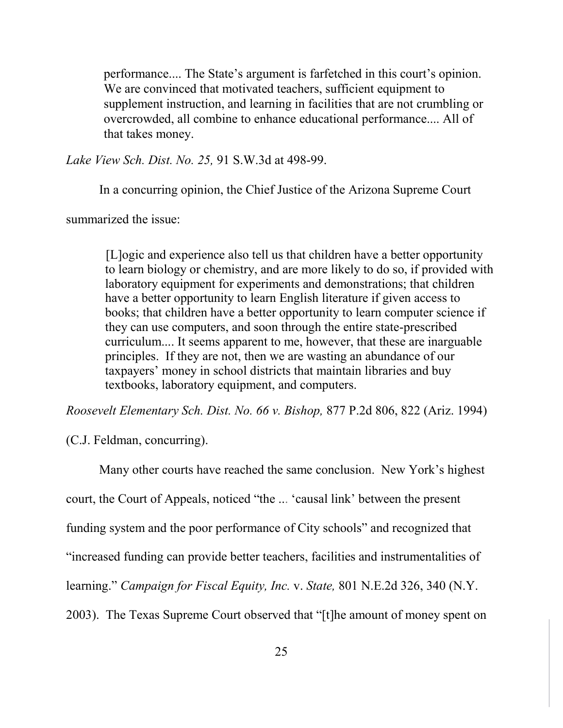> performance.... The State's argument is farfetched in this court's opinion. We are convinced that motivated teachers, sufficient equipment to supplement instruction, and learning in facilities that are not crumbling or overcrowded, all combine to enhance educational performance.... All of that takes money.

*Lake View Sch. Dist. No. 25,* 91 S.W.3d at 498-99.

In a concurring opinion, the Chief Justice of the Arizona Supreme Court summarized the issue:

> [L]ogic and experience also tell us that children have a better opportunity to learn biology or chemistry, and are more likely to do so, if provided with laboratory equipment for experiments and demonstrations; that children have a better opportunity to learn English literature if given access to books; that children have a better opportunity to learn computer science if they can use computers, and soon through the entire state-prescribed curriculum.... It seems apparent to me, however, that these are inarguable principles. If they are not, then we are wasting an abundance of our taxpayers' money in school districts that maintain libraries and buy textbooks, laboratory equipment, and computers.

*Roosevelt Elementary Sch. Dist. No. 66 v. Bishop,* 877 P.2d 806, 822 (Ariz. 1994) (C.J. Feldman, concurring).

Many other courts have reached the same conclusion. New York's highest court, the Court of Appeals, noticed "the ... 'causal link' between the present funding system and the poor performance of City schools" and recognized that "increased funding can provide better teachers, facilities and instrumentalities of learning." *Campaign for Fiscal Equity, Inc.* v. *State,* 801 N.E.2d 326, 340 (N.Y. 2003). The Texas Supreme Court observed that "[t]he amount of money spent on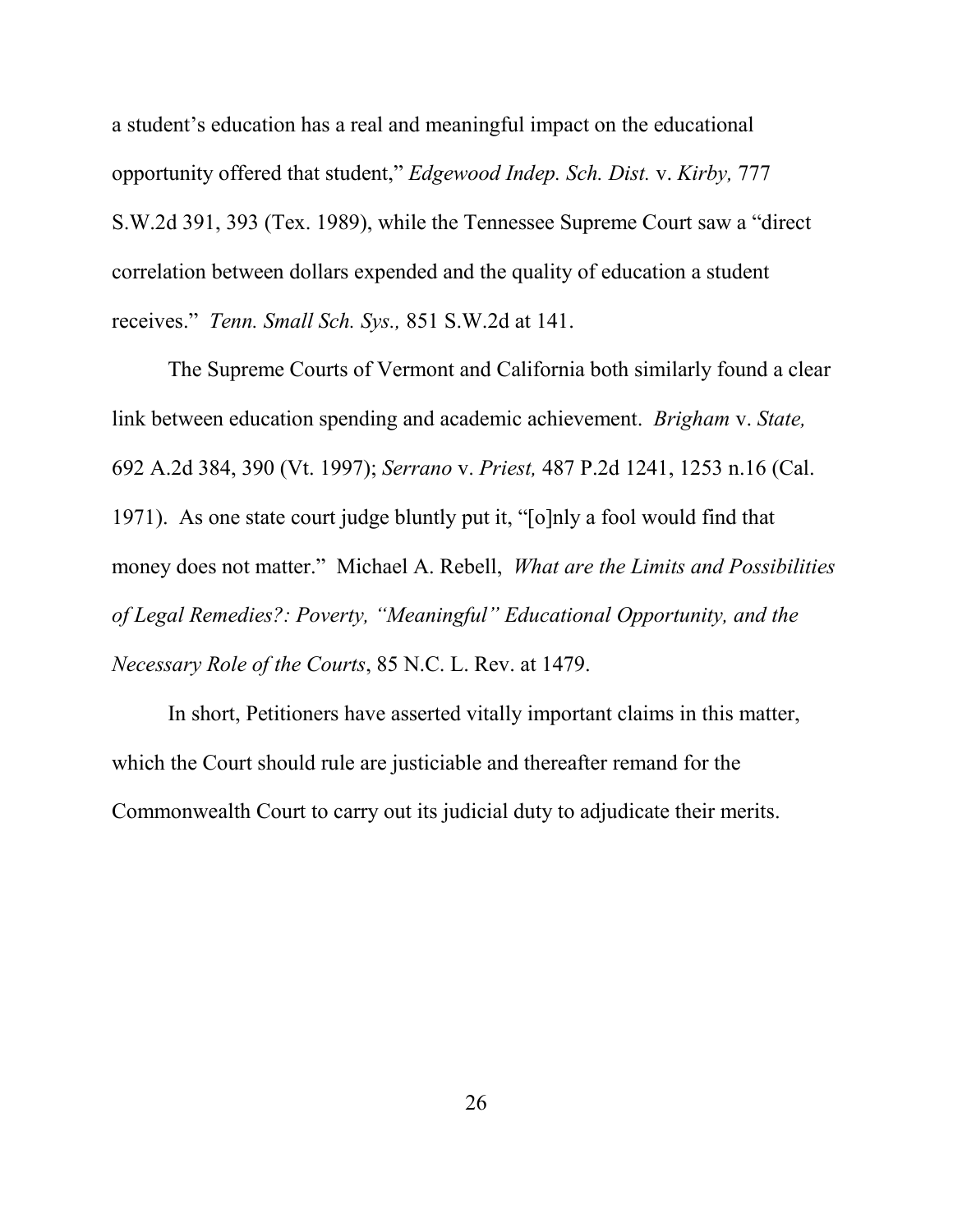a student's education has a real and meaningful impact on the educational opportunity offered that student," *Edgewood Indep. Sch. Dist.* v. *Kirby,* 777 S.W.2d 391, 393 (Tex. 1989), while the Tennessee Supreme Court saw a "direct correlation between dollars expended and the quality of education a student receives." *Tenn. Small Sch. Sys.,* 851 S.W.2d at 141.

The Supreme Courts of Vermont and California both similarly found a clear link between education spending and academic achievement. *Brigham* v. *State,* 692 A.2d 384, 390 (Vt. 1997); *Serrano* v. *Priest,* 487 P.2d 1241, 1253 n.16 (Cal. 1971). As one state court judge bluntly put it, "[o]nly a fool would find that money does not matter." Michael A. Rebell, *What are the Limits and Possibilities of Legal Remedies?: Poverty, "Meaningful" Educational Opportunity, and the Necessary Role of the Courts*, 85 N.C. L. Rev. at 1479.

In short, Petitioners have asserted vitally important claims in this matter, which the Court should rule are justiciable and thereafter remand for the Commonwealth Court to carry out its judicial duty to adjudicate their merits.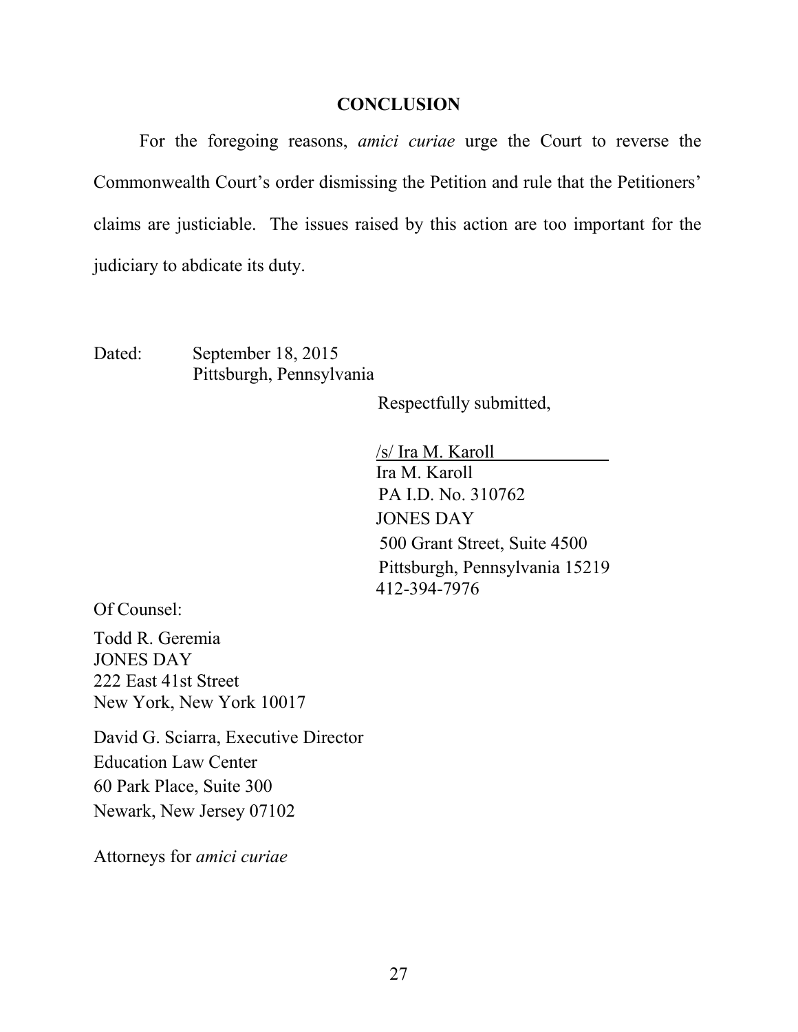## CONCLUSION

For the foregoing reasons, *amici curiae* urge the Court to reverse the Commonwealth Court's order dismissing the Petition and rule that the Petitioners' claims are justiciable. The issues raised by this action are too important for the judiciary to abdicate its duty.

Dated: September 18, 2015
Pittsburgh, Pennsylvania

Respectfully submitted,

/s/ Ira M. Karoll
Ira M. Karoll
PA I.D. No. 310762
JONES DAY
500 Grant Street, Suite 4500
Pittsburgh, Pennsylvania 15219
412-394-7976

Of Counsel:

Todd R. Geremia
JONES DAY
222 East 41st Street
New York, New York 10017

David G. Sciarra, Executive Director
Education Law Center
60 Park Place, Suite 300
Newark, New Jersey 07102

Attorneys for *amici curiae*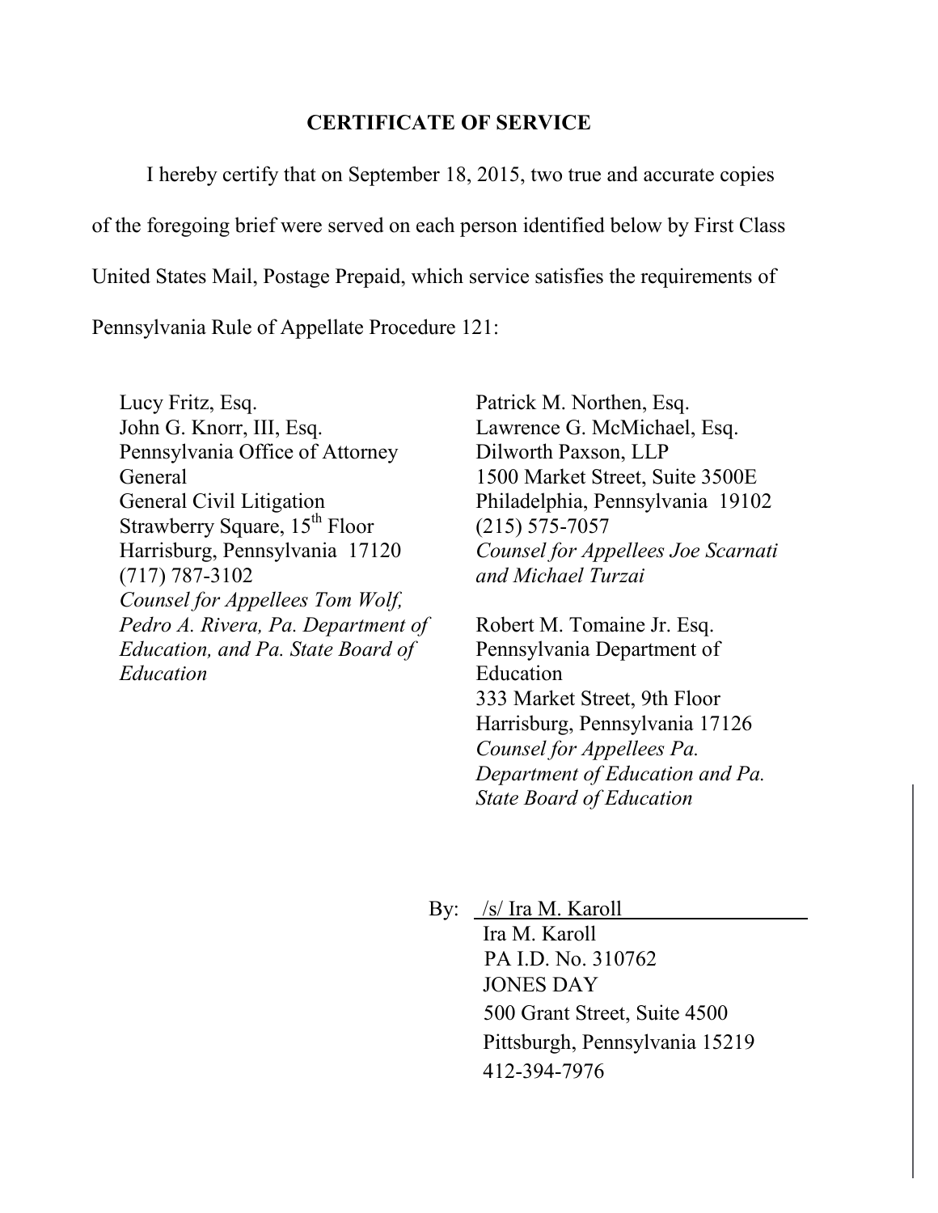**CERTIFICATE OF SERVICE**

I hereby certify that on September 18, 2015, two true and accurate copies of the foregoing brief were served on each person identified below by First Class United States Mail, Postage Prepaid, which service satisfies the requirements of Pennsylvania Rule of Appellate Procedure 121:

Lucy Fritz, Esq.
John G. Knorr, III, Esq.
Pennsylvania Office of Attorney General
General Civil Litigation
Strawberry Square, 15th Floor
Harrisburg, Pennsylvania 17120
(717) 787-3102
*Counsel for Appellees Tom Wolf, Pedro A. Rivera, Pa. Department of Education, and Pa. State Board of Education*

Patrick M. Northen, Esq.
Lawrence G. McMichael, Esq.
Dilworth Paxson, LLP
1500 Market Street, Suite 3500E
Philadelphia, Pennsylvania 19102
(215) 575-7057
*Counsel for Appellees Joe Scarnati and Michael Turzai*

Robert M. Tomaine Jr. Esq.
Pennsylvania Department of Education
333 Market Street, 9th Floor
Harrisburg, Pennsylvania 17126
*Counsel for Appellees Pa. Department of Education and Pa. State Board of Education*

By: /s/ Ira M. Karoll
Ira M. Karoll
PA I.D. No. 310762
JONES DAY
500 Grant Street, Suite 4500
Pittsburgh, Pennsylvania 15219
412-394-7976